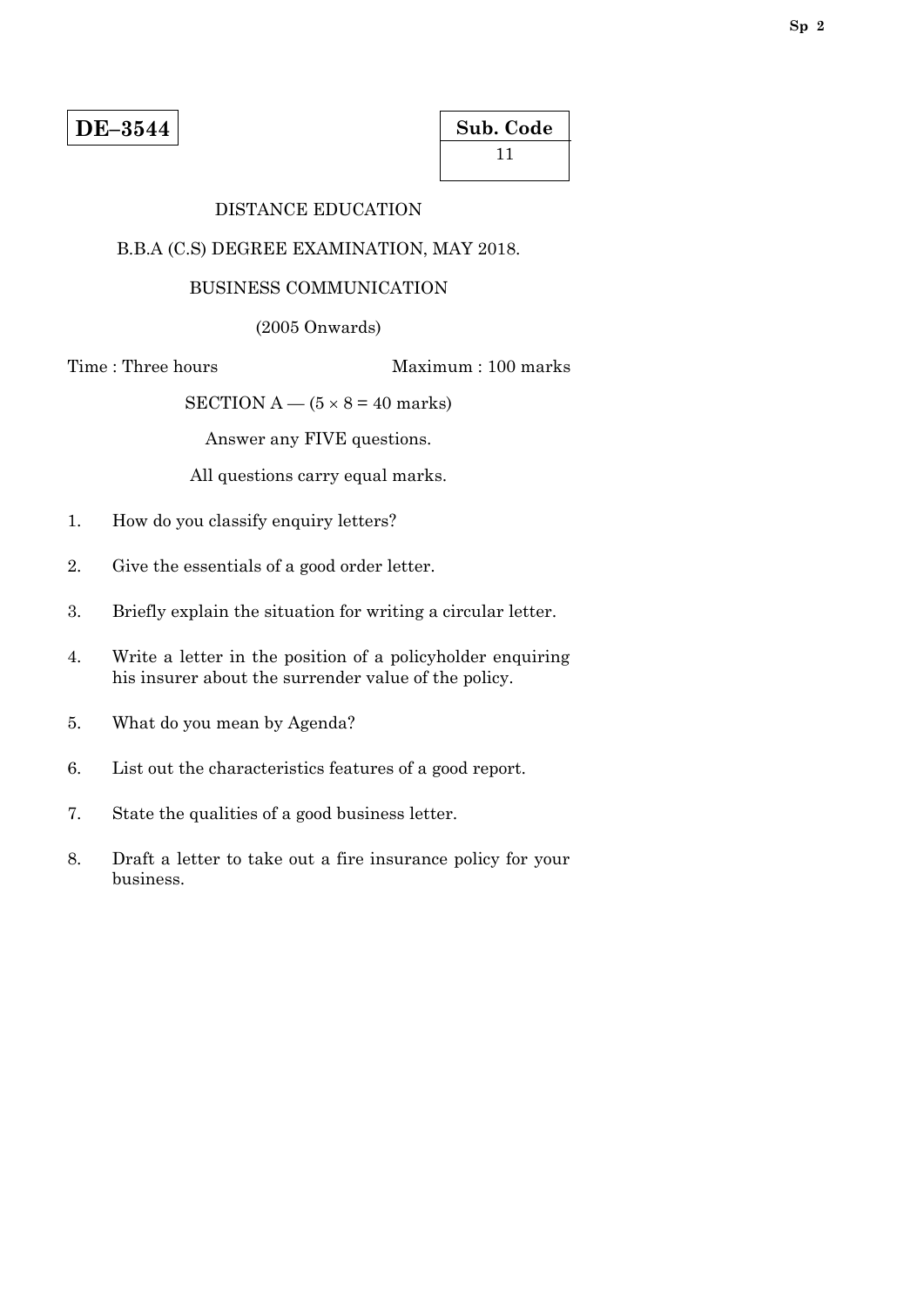**DE–3544**

**Sub. Code**

11

DISTANCE EDUCATION

B.B.A (C.S) DEGREE EXAMINATION, MAY 2018.

BUSINESS COMMUNICATION

(2005 Onwards)

Time : Three hours

Maximum : 100 marks

SECTION A — (5 × 8 = 40 marks)

Answer any FIVE questions.

All questions carry equal marks.

1. How do you classify enquiry letters?

2. Give the essentials of a good order letter.

3. Briefly explain the situation for writing a circular letter.

4. Write a letter in the position of a policyholder enquiring his insurer about the surrender value of the policy.

5. What do you mean by Agenda?

6. List out the characteristics features of a good report.

7. State the qualities of a good business letter.

8. Draft a letter to take out a fire insurance policy for your business.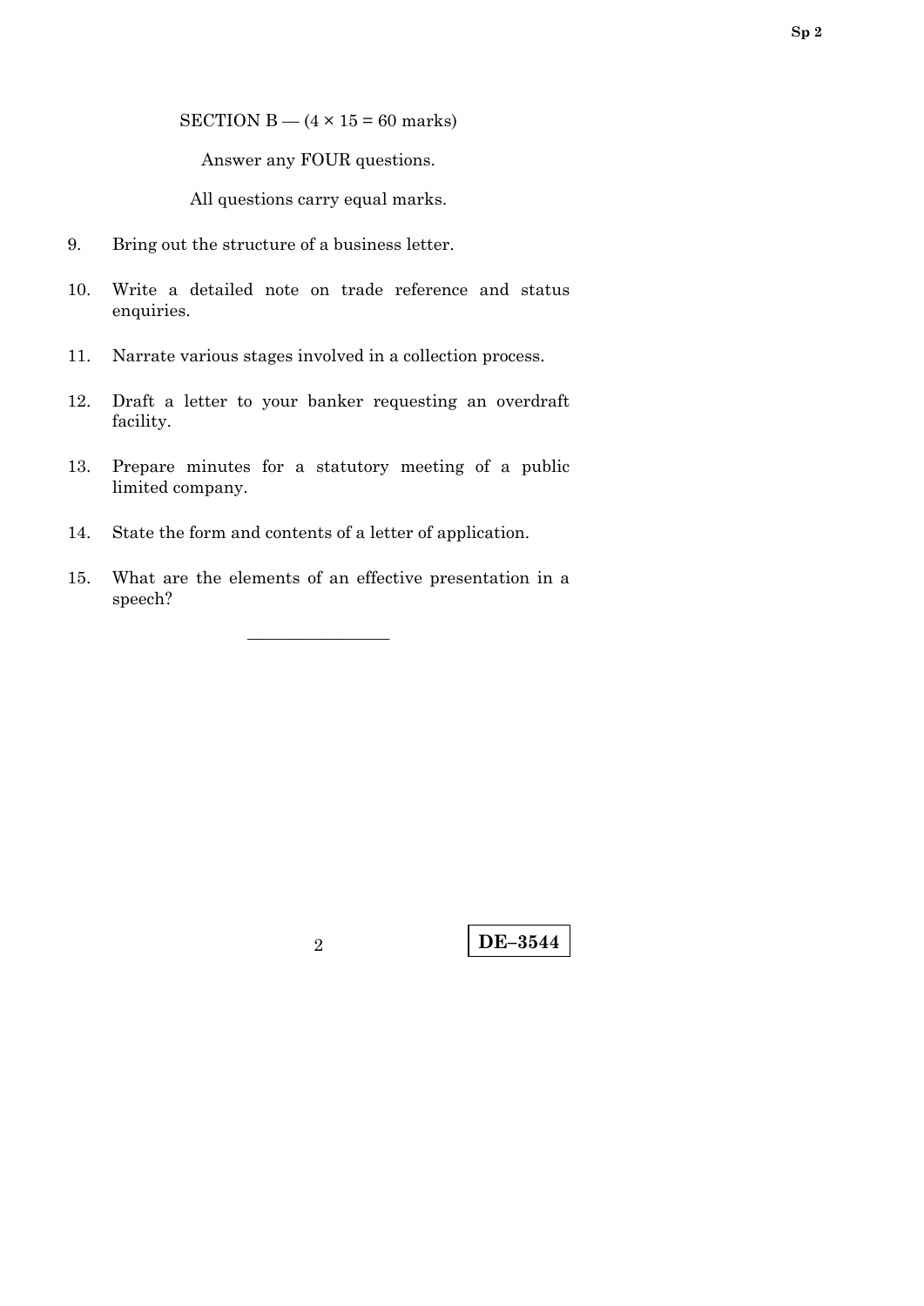SECTION B — (4 × 15 = 60 marks)

Answer any FOUR questions.

All questions carry equal marks.

9. Bring out the structure of a business letter.

10. Write a detailed note on trade reference and status enquiries.

11. Narrate various stages involved in a collection process.

12. Draft a letter to your banker requesting an overdraft facility.

13. Prepare minutes for a statutory meeting of a public limited company.

14. State the form and contents of a letter of application.

15. What are the elements of an effective presentation in a speech?

———————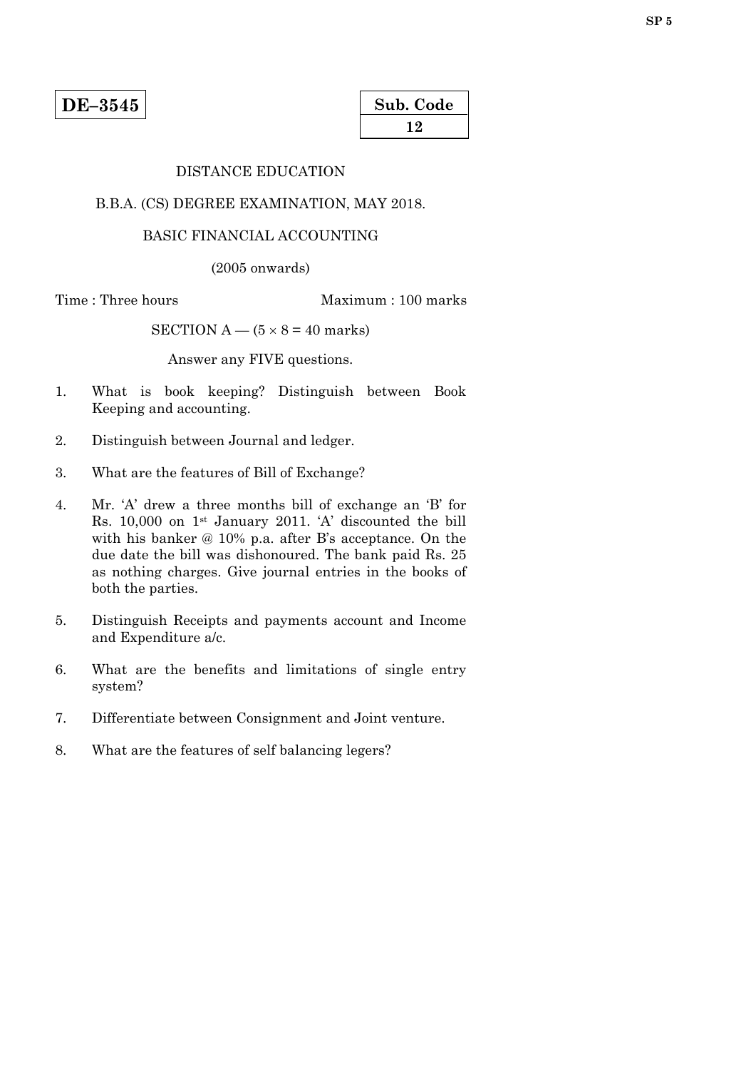**DE–3545**

| Sub. Code |
|---|
| 12 |

DISTANCE EDUCATION

B.B.A. (CS) DEGREE EXAMINATION, MAY 2018.

BASIC FINANCIAL ACCOUNTING

(2005 onwards)

Time : Three hours  Maximum : 100 marks

SECTION A — ($5 \times 8 = 40$ marks)

Answer any FIVE questions.

1. What is book keeping? Distinguish between Book Keeping and accounting.

2. Distinguish between Journal and ledger.

3. What are the features of Bill of Exchange?

4. Mr. 'A' drew a three months bill of exchange an 'B' for Rs. 10,000 on 1st January 2011. 'A' discounted the bill with his banker @ 10% p.a. after B's acceptance. On the due date the bill was dishonoured. The bank paid Rs. 25 as nothing charges. Give journal entries in the books of both the parties.

5. Distinguish Receipts and payments account and Income and Expenditure a/c.

6. What are the benefits and limitations of single entry system?

7. Differentiate between Consignment and Joint venture.

8. What are the features of self balancing legers?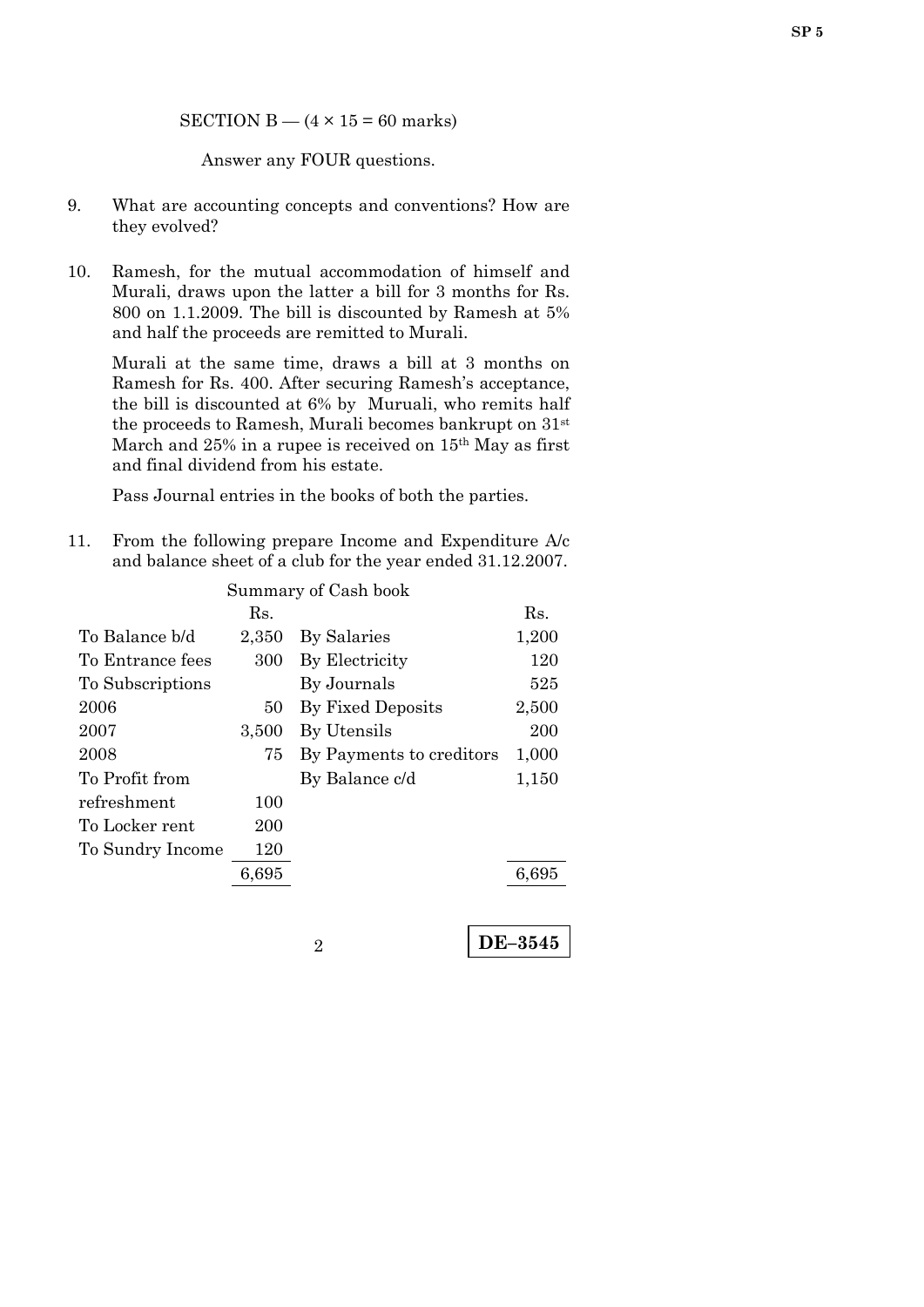SECTION B — (4 × 15 = 60 marks)

Answer any FOUR questions.

9. What are accounting concepts and conventions? How are they evolved?

10. Ramesh, for the mutual accommodation of himself and Murali, draws upon the latter a bill for 3 months for Rs. 800 on 1.1.2009. The bill is discounted by Ramesh at 5% and half the proceeds are remitted to Murali.

    Murali at the same time, draws a bill at 3 months on Ramesh for Rs. 400. After securing Ramesh's acceptance, the bill is discounted at 6% by Muruali, who remits half the proceeds to Ramesh, Murali becomes bankrupt on 31st March and 25% in a rupee is received on 15th May as first and final dividend from his estate.

    Pass Journal entries in the books of both the parties.

11. From the following prepare Income and Expenditure A/c and balance sheet of a club for the year ended 31.12.2007.

Summary of Cash book

| | Rs. | | Rs. |
|---|---|---|---|
| To Balance b/d | 2,350 | By Salaries | 1,200 |
| To Entrance fees | 300 | By Electricity | 120 |
| To Subscriptions | | By Journals | 525 |
| 2006 | 50 | By Fixed Deposits | 2,500 |
| 2007 | 3,500 | By Utensils | 200 |
| 2008 | 75 | By Payments to creditors | 1,000 |
| To Profit from refreshment | 100 | By Balance c/d | 1,150 |
| To Locker rent | 200 | | |
| To Sundry Income | 120 | | |
| | 6,695 | | 6,695 |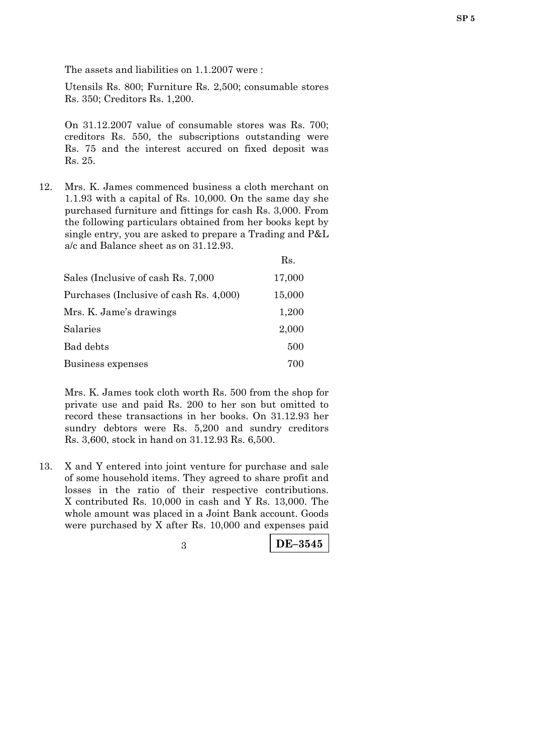The assets and liabilities on 1.1.2007 were :

Utensils Rs. 800; Furniture Rs. 2,500; consumable stores Rs. 350; Creditors Rs. 1,200.

On 31.12.2007 value of consumable stores was Rs. 700; creditors Rs. 550, the subscriptions outstanding were Rs. 75 and the interest accured on fixed deposit was Rs. 25.

12. Mrs. K. James commenced business a cloth merchant on 1.1.93 with a capital of Rs. 10,000. On the same day she purchased furniture and fittings for cash Rs. 3,000. From the following particulars obtained from her books kept by single entry, you are asked to prepare a Trading and P&L a/c and Balance sheet as on 31.12.93.

| | Rs. |
|---|---|
| Sales (Inclusive of cash Rs. 7,000 | 17,000 |
| Purchases (Inclusive of cash Rs. 4,000) | 15,000 |
| Mrs. K. Jame's drawings | 1,200 |
| Salaries | 2,000 |
| Bad debts | 500 |
| Business expenses | 700 |

Mrs. K. James took cloth worth Rs. 500 from the shop for private use and paid Rs. 200 to her son but omitted to record these transactions in her books. On 31.12.93 her sundry debtors were Rs. 5,200 and sundry creditors Rs. 3,600, stock in hand on 31.12.93 Rs. 6,500.

13. X and Y entered into joint venture for purchase and sale of some household items. They agreed to share profit and losses in the ratio of their respective contributions. X contributed Rs. 10,000 in cash and Y Rs. 13,000. The whole amount was placed in a Joint Bank account. Goods were purchased by X after Rs. 10,000 and expenses paid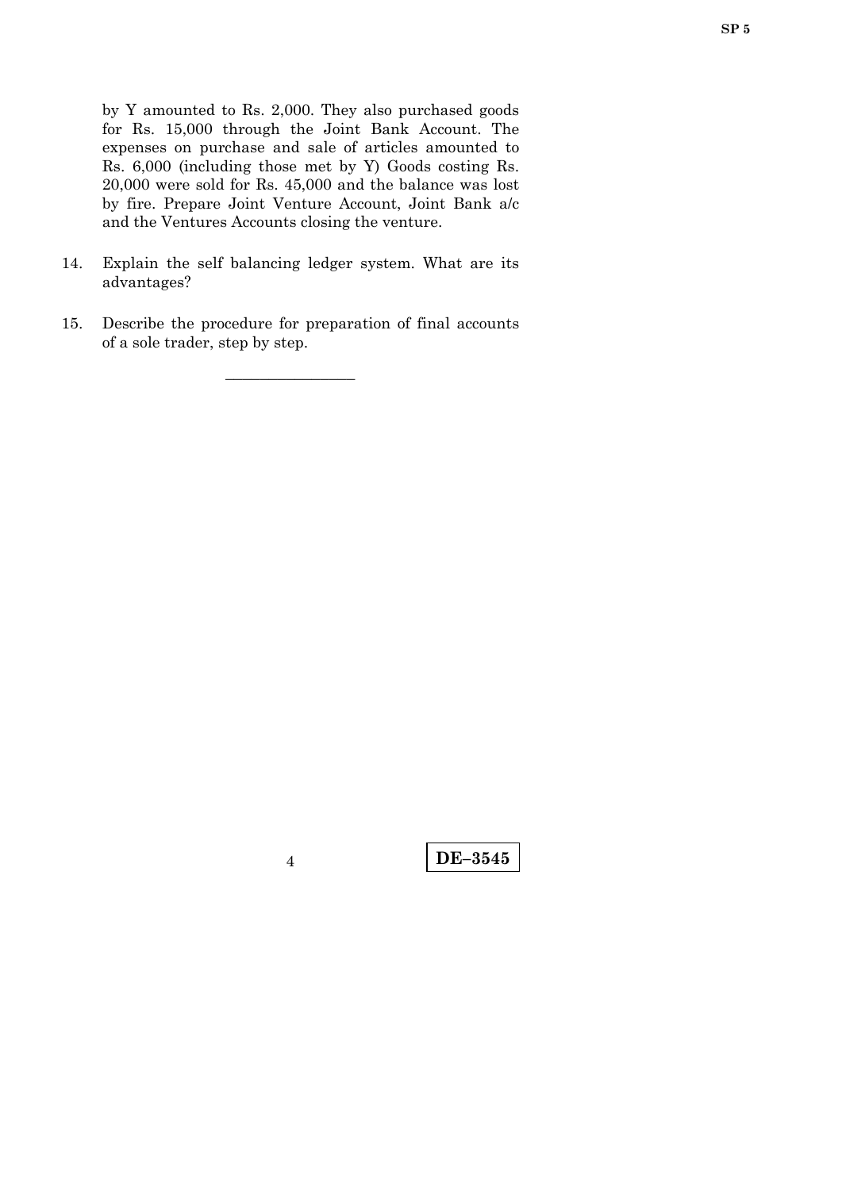by Y amounted to Rs. 2,000. They also purchased goods for Rs. 15,000 through the Joint Bank Account. The expenses on purchase and sale of articles amounted to Rs. 6,000 (including those met by Y) Goods costing Rs. 20,000 were sold for Rs. 45,000 and the balance was lost by fire. Prepare Joint Venture Account, Joint Bank a/c and the Ventures Accounts closing the venture.

14. Explain the self balancing ledger system. What are its advantages?

15. Describe the procedure for preparation of final accounts of a sole trader, step by step.

————————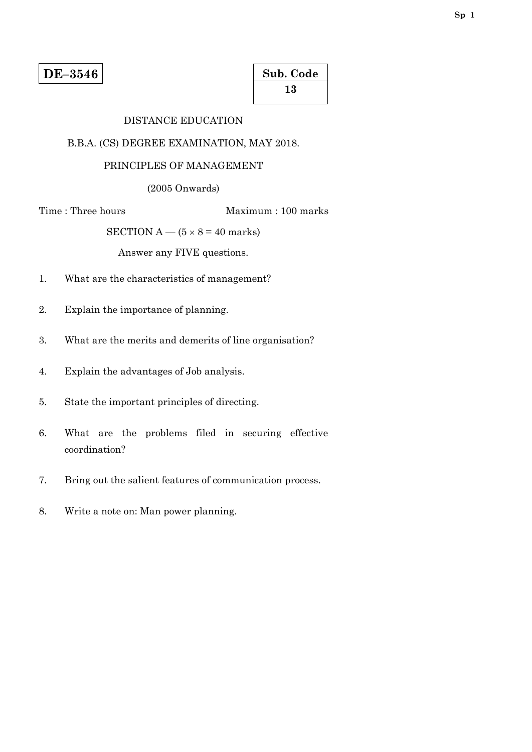**DE–3546**

**Sub. Code**
**13**

DISTANCE EDUCATION

B.B.A. (CS) DEGREE EXAMINATION, MAY 2018.

PRINCIPLES OF MANAGEMENT

(2005 Onwards)

Time : Three hours Maximum : 100 marks

SECTION A — (5 × 8 = 40 marks)

Answer any FIVE questions.

1. What are the characteristics of management?

2. Explain the importance of planning.

3. What are the merits and demerits of line organisation?

4. Explain the advantages of Job analysis.

5. State the important principles of directing.

6. What are the problems filed in securing effective coordination?

7. Bring out the salient features of communication process.

8. Write a note on: Man power planning.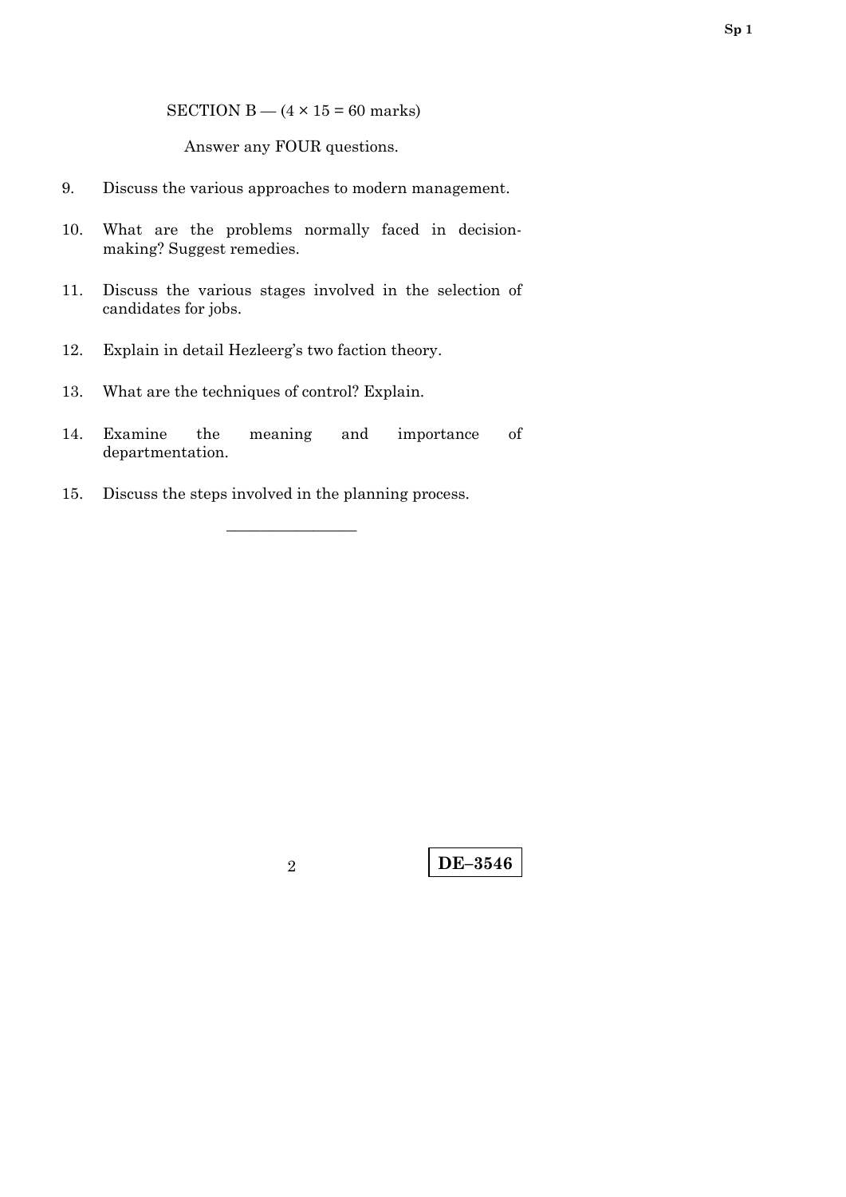SECTION B — (4 × 15 = 60 marks)

Answer any FOUR questions.

9. Discuss the various approaches to modern management.

10. What are the problems normally faced in decision-making? Suggest remedies.

11. Discuss the various stages involved in the selection of candidates for jobs.

12. Explain in detail Hezleerg's two faction theory.

13. What are the techniques of control? Explain.

14. Examine the meaning and importance of departmentation.

15. Discuss the steps involved in the planning process.

---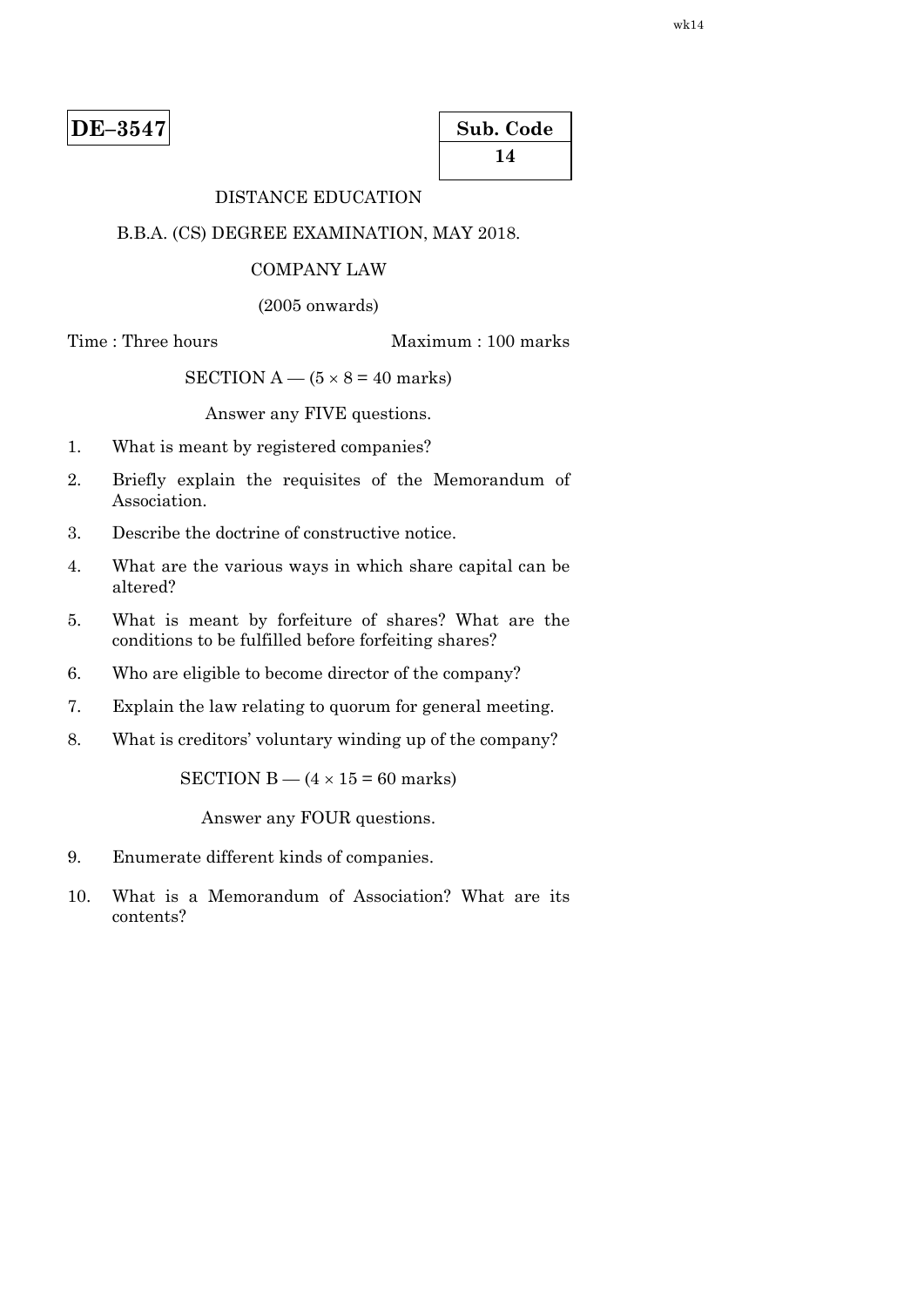**DE–3547**

**Sub. Code**
**14**

DISTANCE EDUCATION

B.B.A. (CS) DEGREE EXAMINATION, MAY 2018.

COMPANY LAW

(2005 onwards)

Time : Three hours Maximum : 100 marks

SECTION A — (5 × 8 = 40 marks)

Answer any FIVE questions.

1. What is meant by registered companies?

2. Briefly explain the requisites of the Memorandum of Association.

3. Describe the doctrine of constructive notice.

4. What are the various ways in which share capital can be altered?

5. What is meant by forfeiture of shares? What are the conditions to be fulfilled before forfeiting shares?

6. Who are eligible to become director of the company?

7. Explain the law relating to quorum for general meeting.

8. What is creditors' voluntary winding up of the company?

SECTION B — (4 × 15 = 60 marks)

Answer any FOUR questions.

9. Enumerate different kinds of companies.

10. What is a Memorandum of Association? What are its contents?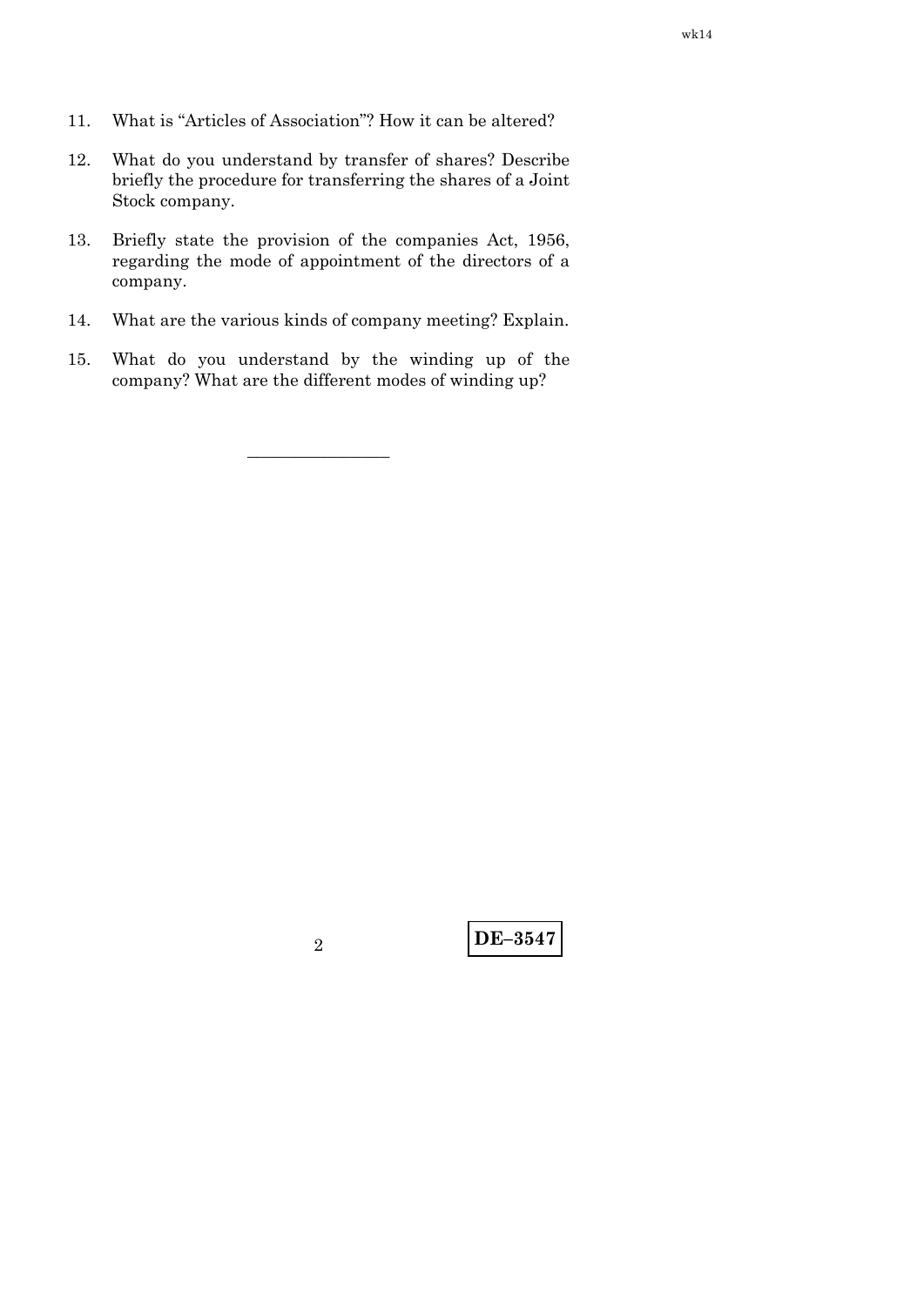11. What is "Articles of Association"? How it can be altered?

12. What do you understand by transfer of shares? Describe briefly the procedure for transferring the shares of a Joint Stock company.

13. Briefly state the provision of the companies Act, 1956, regarding the mode of appointment of the directors of a company.

14. What are the various kinds of company meeting? Explain.

15. What do you understand by the winding up of the company? What are the different modes of winding up?

---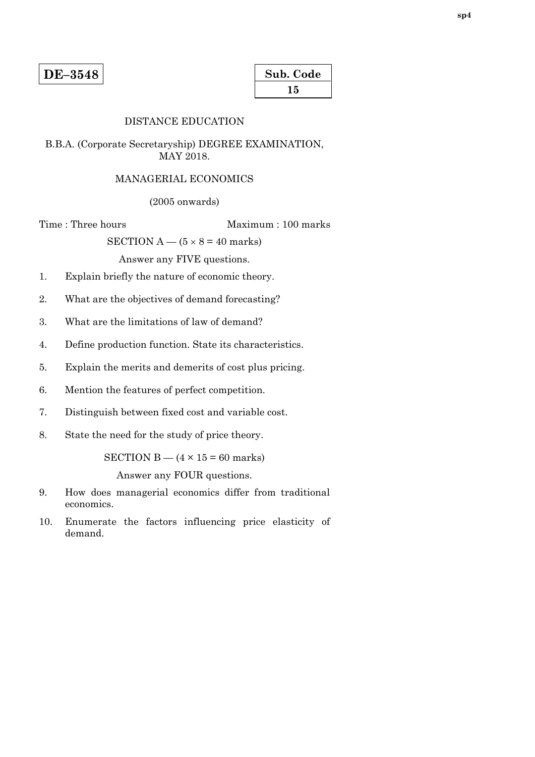**DE–3548**

| Sub. Code |
|---|
| 15 |

DISTANCE EDUCATION

B.B.A. (Corporate Secretaryship) DEGREE EXAMINATION, MAY 2018.

MANAGERIAL ECONOMICS

(2005 onwards)

Time : Three hours Maximum : 100 marks

SECTION A — (5 × 8 = 40 marks)

Answer any FIVE questions.

1. Explain briefly the nature of economic theory.

2. What are the objectives of demand forecasting?

3. What are the limitations of law of demand?

4. Define production function. State its characteristics.

5. Explain the merits and demerits of cost plus pricing.

6. Mention the features of perfect competition.

7. Distinguish between fixed cost and variable cost.

8. State the need for the study of price theory.

SECTION B — (4 × 15 = 60 marks)

Answer any FOUR questions.

9. How does managerial economics differ from traditional economics.

10. Enumerate the factors influencing price elasticity of demand.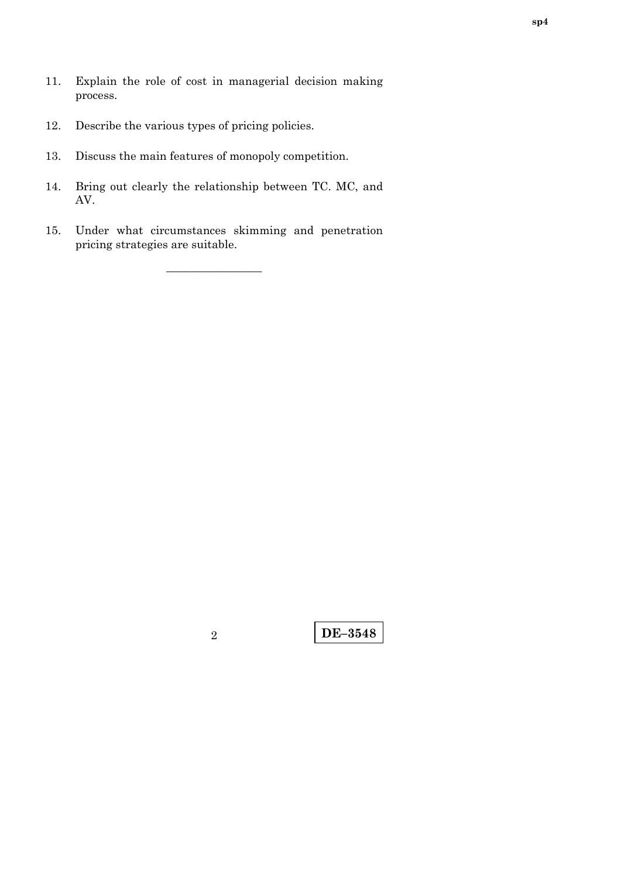11. Explain the role of cost in managerial decision making process.

12. Describe the various types of pricing policies.

13. Discuss the main features of monopoly competition.

14. Bring out clearly the relationship between TC. MC, and AV.

15. Under what circumstances skimming and penetration pricing strategies are suitable.

———————

**DE–3548**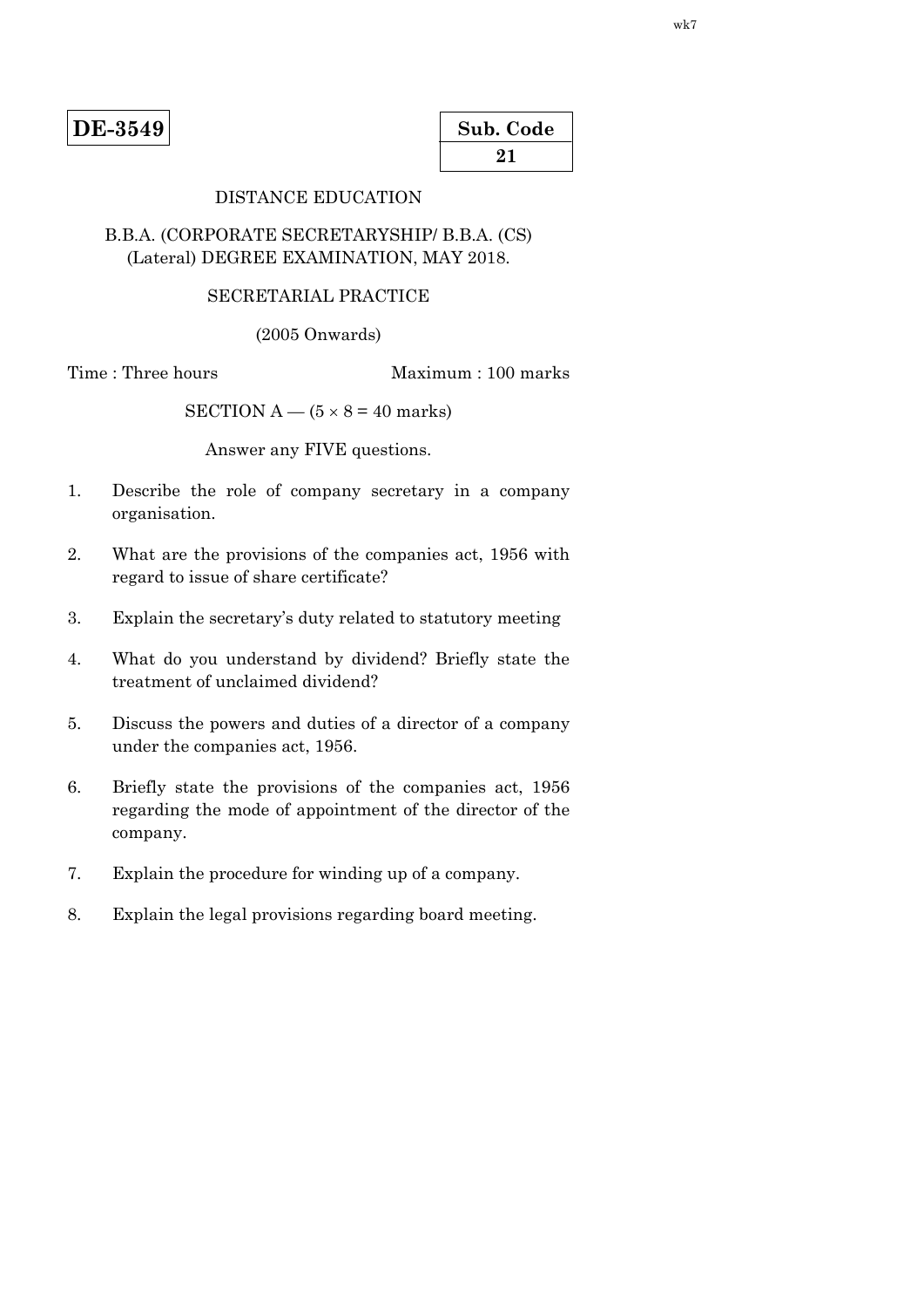**DE-3549**

| Sub. Code |
|---|
| 21 |

DISTANCE EDUCATION

B.B.A. (CORPORATE SECRETARYSHIP/ B.B.A. (CS) (Lateral) DEGREE EXAMINATION, MAY 2018.

SECRETARIAL PRACTICE

(2005 Onwards)

Time : Three hours Maximum : 100 marks

SECTION A — (5 × 8 = 40 marks)

Answer any FIVE questions.

1. Describe the role of company secretary in a company organisation.

2. What are the provisions of the companies act, 1956 with regard to issue of share certificate?

3. Explain the secretary's duty related to statutory meeting

4. What do you understand by dividend? Briefly state the treatment of unclaimed dividend?

5. Discuss the powers and duties of a director of a company under the companies act, 1956.

6. Briefly state the provisions of the companies act, 1956 regarding the mode of appointment of the director of the company.

7. Explain the procedure for winding up of a company.

8. Explain the legal provisions regarding board meeting.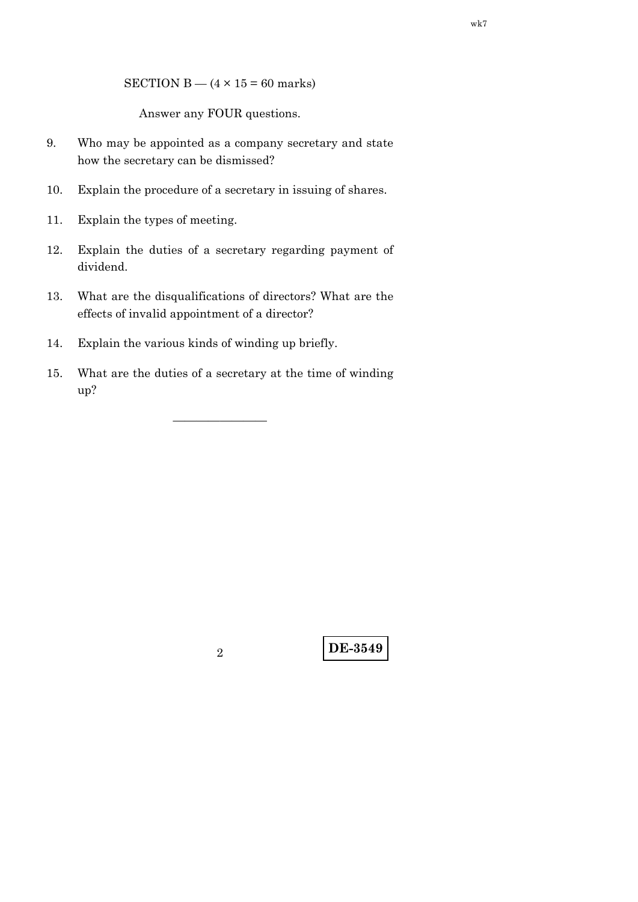SECTION B — (4 × 15 = 60 marks)

Answer any FOUR questions.

9. Who may be appointed as a company secretary and state how the secretary can be dismissed?

10. Explain the procedure of a secretary in issuing of shares.

11. Explain the types of meeting.

12. Explain the duties of a secretary regarding payment of dividend.

13. What are the disqualifications of directors? What are the effects of invalid appointment of a director?

14. Explain the various kinds of winding up briefly.

15. What are the duties of a secretary at the time of winding up?

———————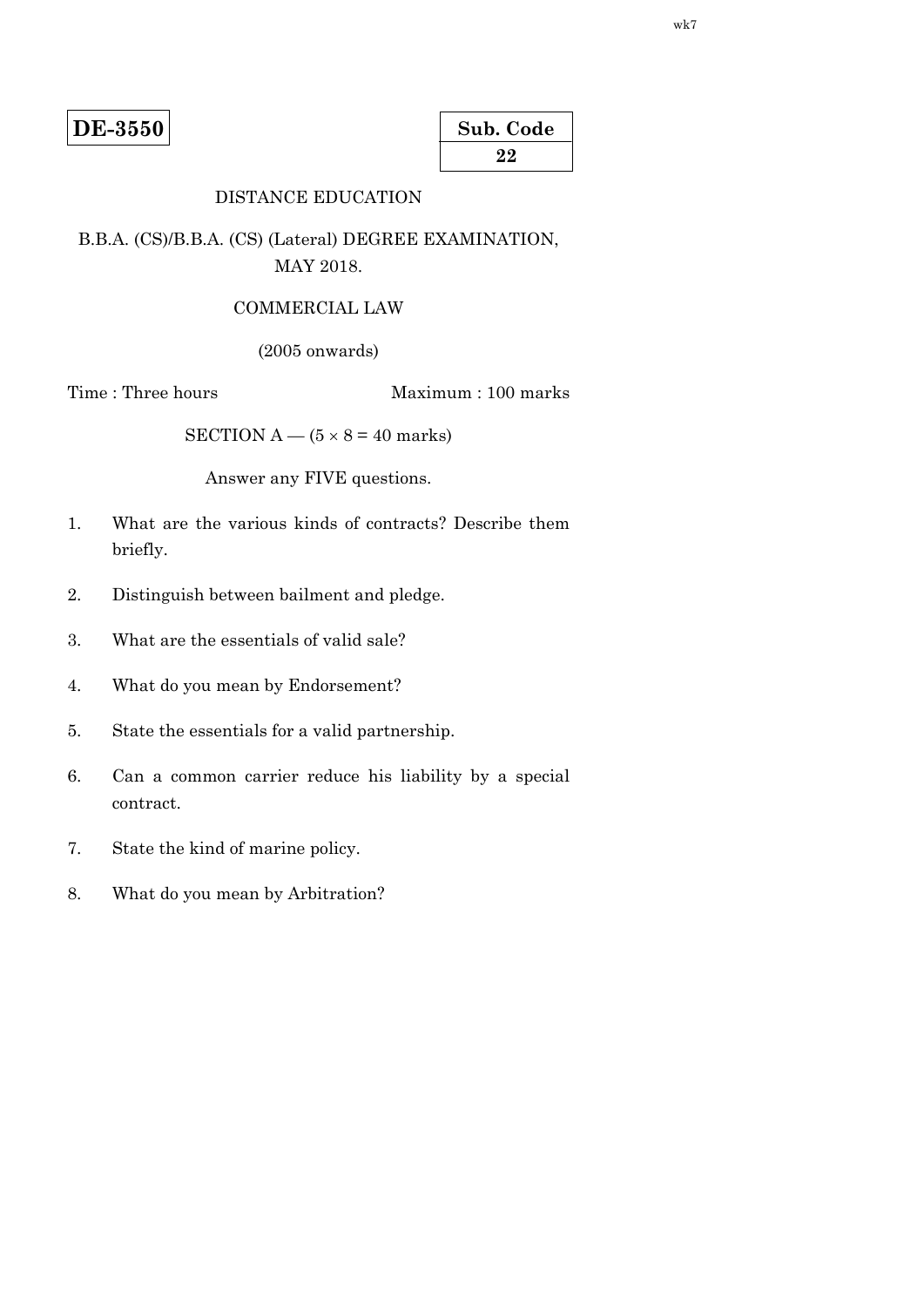**DE-3550**

**Sub. Code**
**22**

DISTANCE EDUCATION

B.B.A. (CS)/B.B.A. (CS) (Lateral) DEGREE EXAMINATION, MAY 2018.

COMMERCIAL LAW

(2005 onwards)

Time : Three hours　　　　　　　　Maximum : 100 marks

SECTION A — ($5 \times 8 = 40$ marks)

Answer any FIVE questions.

1. What are the various kinds of contracts? Describe them briefly.

2. Distinguish between bailment and pledge.

3. What are the essentials of valid sale?

4. What do you mean by Endorsement?

5. State the essentials for a valid partnership.

6. Can a common carrier reduce his liability by a special contract.

7. State the kind of marine policy.

8. What do you mean by Arbitration?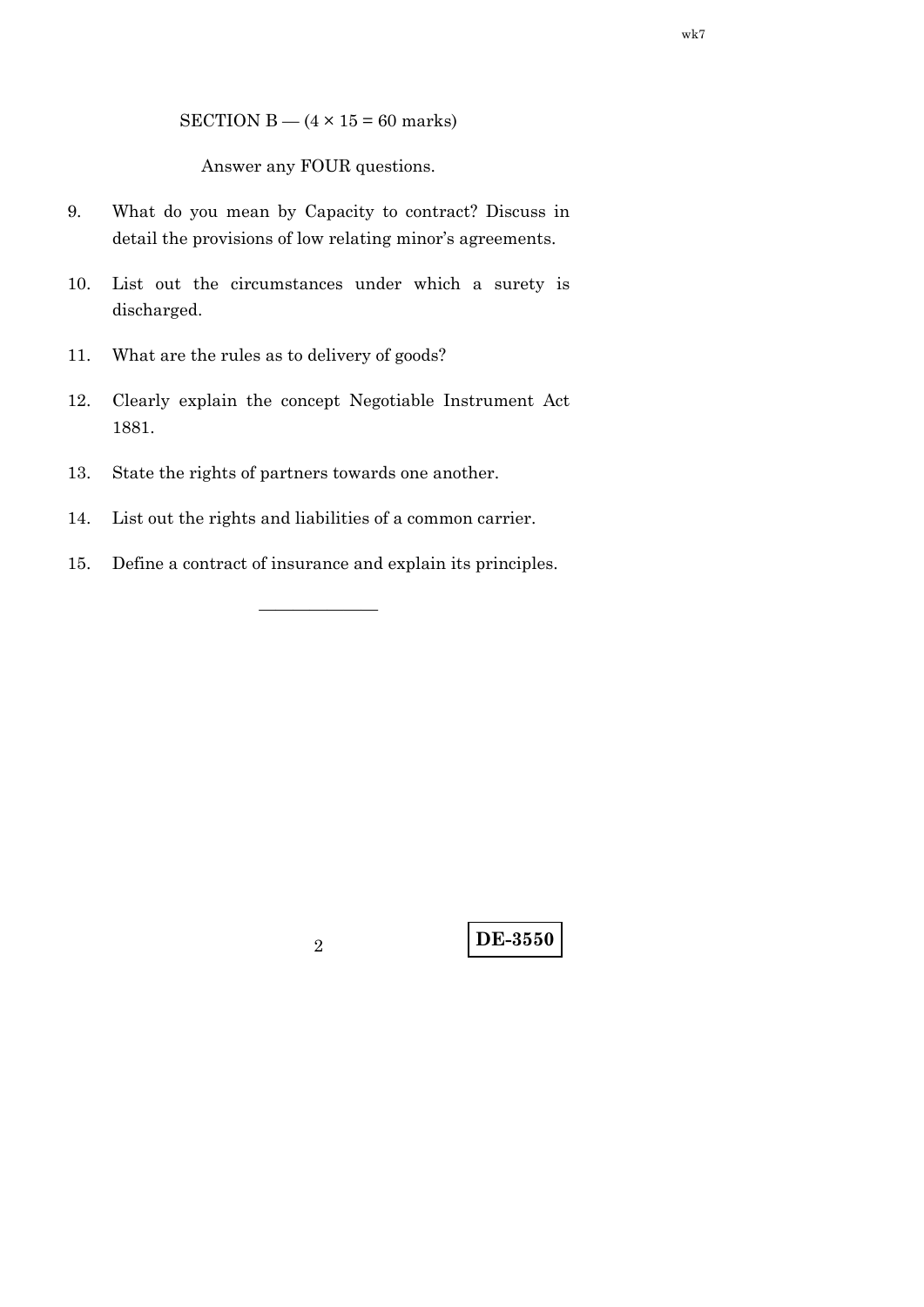SECTION B — (4 × 15 = 60 marks)

Answer any FOUR questions.

9. What do you mean by Capacity to contract? Discuss in detail the provisions of low relating minor's agreements.

10. List out the circumstances under which a surety is discharged.

11. What are the rules as to delivery of goods?

12. Clearly explain the concept Negotiable Instrument Act 1881.

13. State the rights of partners towards one another.

14. List out the rights and liabilities of a common carrier.

15. Define a contract of insurance and explain its principles.

———————

**DE-3550**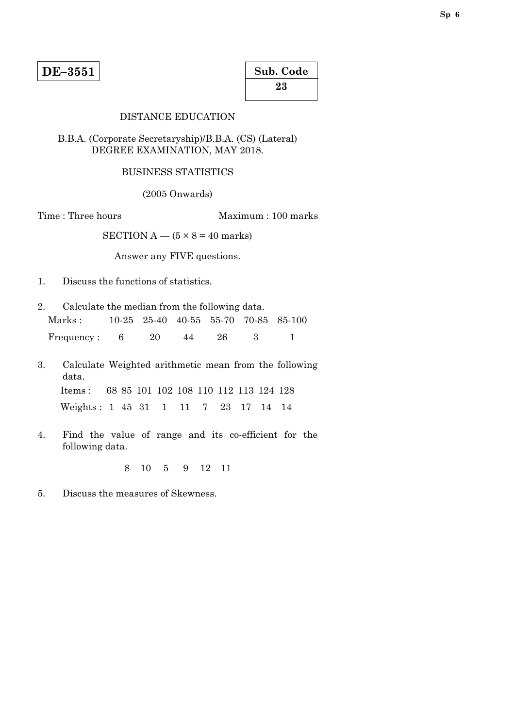**DE–3551**

| Sub. Code |
|---|
| 23 |

DISTANCE EDUCATION

B.B.A. (Corporate Secretaryship)/B.B.A. (CS) (Lateral) DEGREE EXAMINATION, MAY 2018.

BUSINESS STATISTICS

(2005 Onwards)

Time : Three hours Maximum : 100 marks

SECTION A — ($5 \times 8 = 40$ marks)

Answer any FIVE questions.

1. Discuss the functions of statistics.

2. Calculate the median from the following data.

| Marks : | 10-25 | 25-40 | 40-55 | 55-70 | 70-85 | 85-100 |
|---|---|---|---|---|---|---|
| Frequency : | 6 | 20 | 44 | 26 | 3 | 1 |

3. Calculate Weighted arithmetic mean from the following data.

| Items : | 68 | 85 | 101 | 102 | 108 | 110 | 112 | 113 | 124 | 128 |
|---|---|---|---|---|---|---|---|---|---|---|
| Weights : | 1 | 45 | 31 | 1 | 11 | 7 | 23 | 17 | 14 | 14 |

4. Find the value of range and its co-efficient for the following data.

   8 10 5 9 12 11

5. Discuss the measures of Skewness.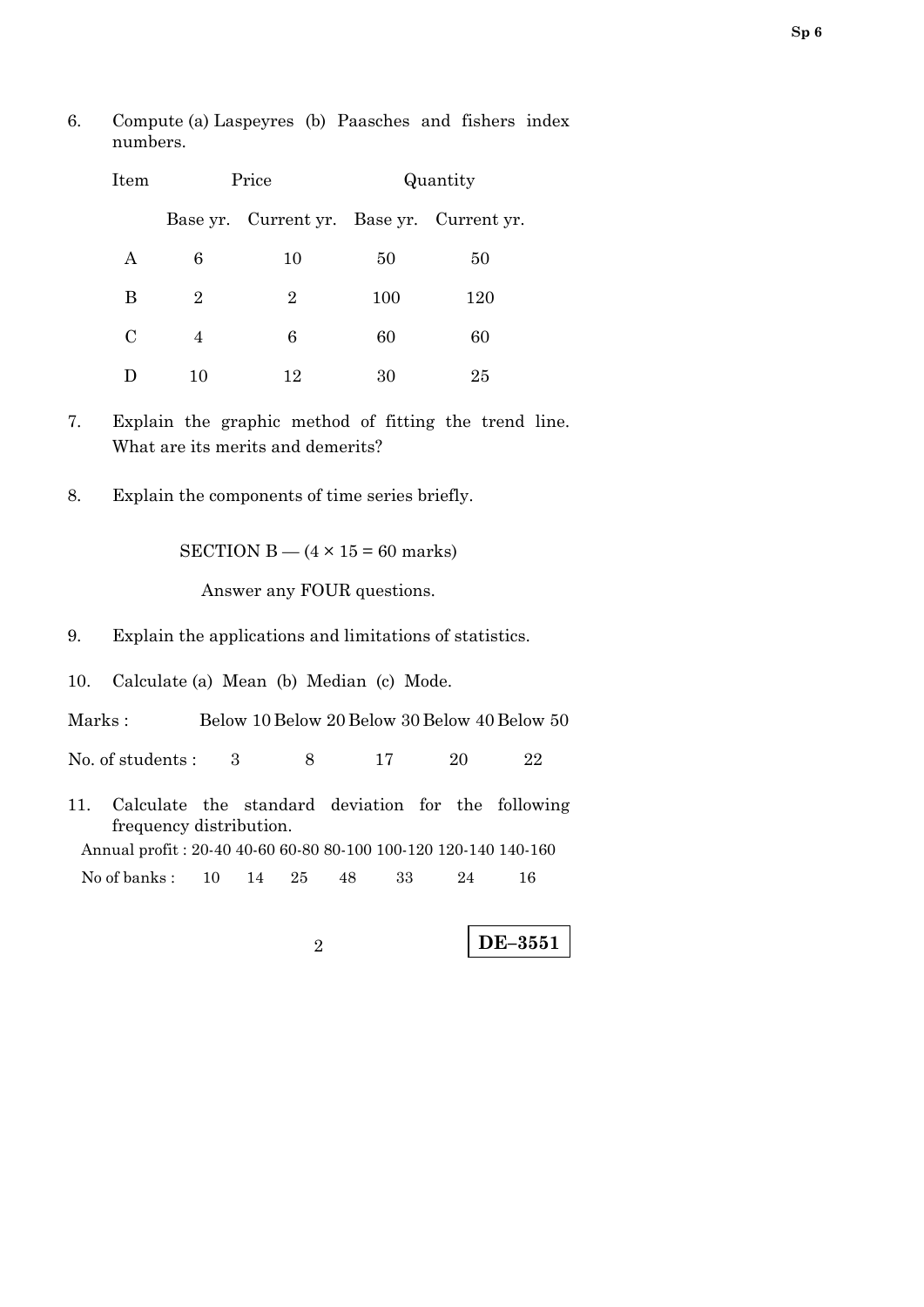6. Compute (a) Laspeyres (b) Paasches and fishers index numbers.

| Item | Price | | Quantity | |
|---|---|---|---|---|
| | Base yr. | Current yr. | Base yr. | Current yr. |
| A | 6 | 10 | 50 | 50 |
| B | 2 | 2 | 100 | 120 |
| C | 4 | 6 | 60 | 60 |
| D | 10 | 12 | 30 | 25 |

7. Explain the graphic method of fitting the trend line. What are its merits and demerits?

8. Explain the components of time series briefly.

SECTION B — (4 × 15 = 60 marks)

Answer any FOUR questions.

9. Explain the applications and limitations of statistics.

10. Calculate (a) Mean (b) Median (c) Mode.

| Marks : | Below 10 | Below 20 | Below 30 | Below 40 | Below 50 |
|---|---|---|---|---|---|
| No. of students : | 3 | 8 | 17 | 20 | 22 |

11. Calculate the standard deviation for the following frequency distribution.

| Annual profit : | 20-40 | 40-60 | 60-80 | 80-100 | 100-120 | 120-140 | 140-160 |
|---|---|---|---|---|---|---|---|
| No of banks : | 10 | 14 | 25 | 48 | 33 | 24 | 16 |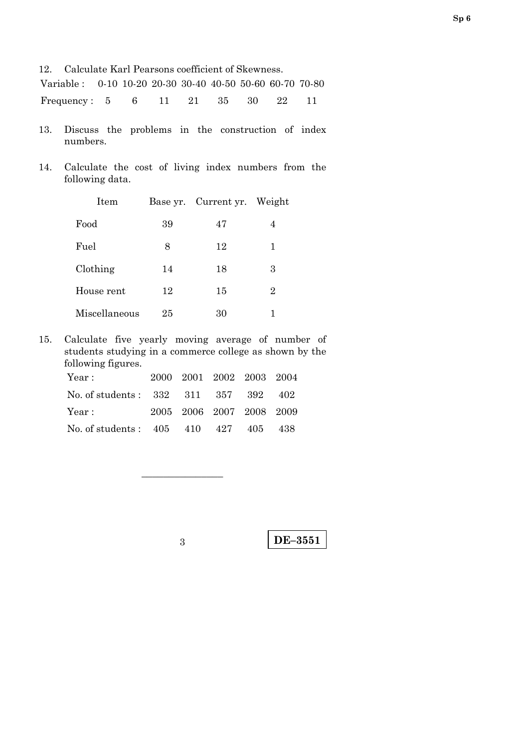12. Calculate Karl Pearsons coefficient of Skewness.

| Variable : | 0-10 | 10-20 | 20-30 | 30-40 | 40-50 | 50-60 | 60-70 | 70-80 |
|---|---|---|---|---|---|---|---|---|
| Frequency : | 5 | 6 | 11 | 21 | 35 | 30 | 22 | 11 |

13. Discuss the problems in the construction of index numbers.

14. Calculate the cost of living index numbers from the following data.

| Item | Base yr. | Current yr. | Weight |
|---|---|---|---|
| Food | 39 | 47 | 4 |
| Fuel | 8 | 12 | 1 |
| Clothing | 14 | 18 | 3 |
| House rent | 12 | 15 | 2 |
| Miscellaneous | 25 | 30 | 1 |

15. Calculate five yearly moving average of number of students studying in a commerce college as shown by the following figures.

| Year : | 2000 | 2001 | 2002 | 2003 | 2004 |
|---|---|---|---|---|---|
| No. of students : | 332 | 311 | 357 | 392 | 402 |
| Year : | 2005 | 2006 | 2007 | 2008 | 2009 |
| No. of students : | 405 | 410 | 427 | 405 | 438 |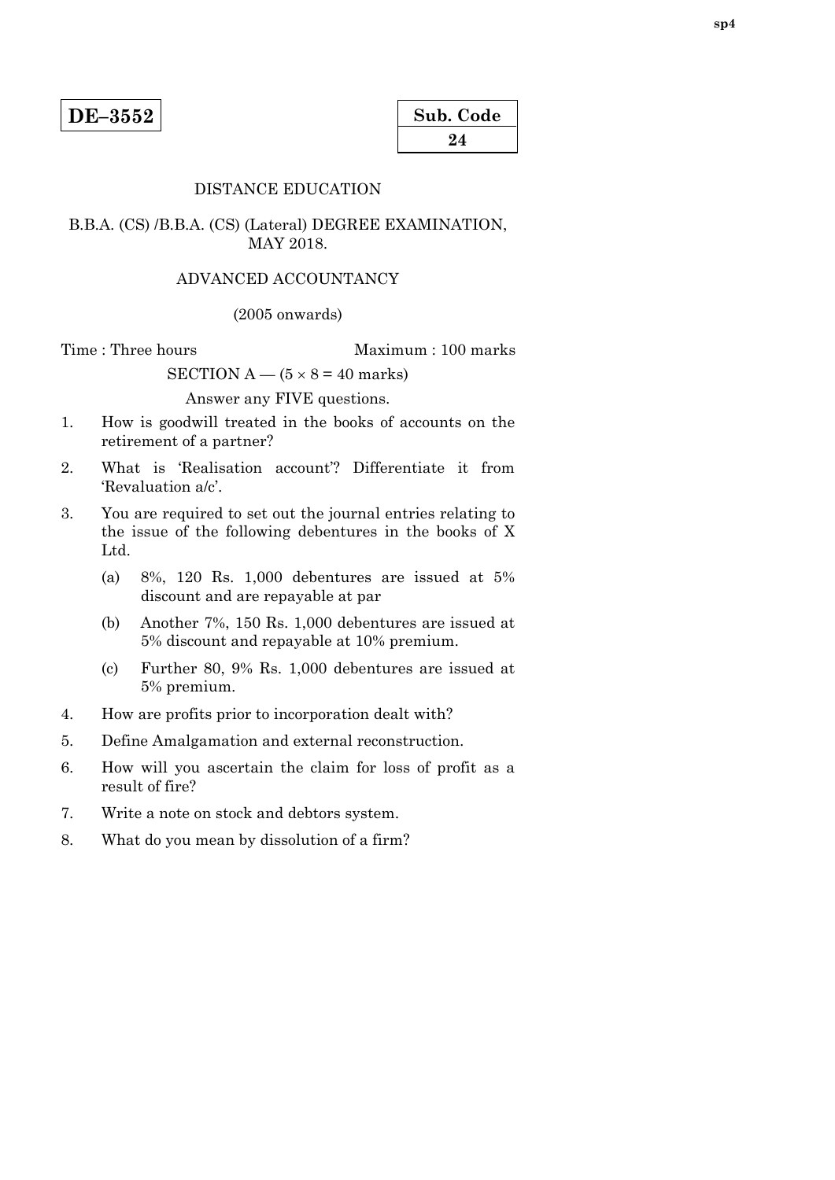**DE–3552**

| Sub. Code |
|---|
| **24** |

DISTANCE EDUCATION

B.B.A. (CS) /B.B.A. (CS) (Lateral) DEGREE EXAMINATION, MAY 2018.

ADVANCED ACCOUNTANCY

(2005 onwards)

Time : Three hours &nbsp;&nbsp;&nbsp;&nbsp;&nbsp;&nbsp;&nbsp;&nbsp; Maximum : 100 marks

SECTION A — ($5 \times 8 = 40$ marks)

Answer any FIVE questions.

1. How is goodwill treated in the books of accounts on the retirement of a partner?

2. What is 'Realisation account'? Differentiate it from 'Revaluation a/c'.

3. You are required to set out the journal entries relating to the issue of the following debentures in the books of X Ltd.

   (a) 8%, 120 Rs. 1,000 debentures are issued at 5% discount and are repayable at par

   (b) Another 7%, 150 Rs. 1,000 debentures are issued at 5% discount and repayable at 10% premium.

   (c) Further 80, 9% Rs. 1,000 debentures are issued at 5% premium.

4. How are profits prior to incorporation dealt with?

5. Define Amalgamation and external reconstruction.

6. How will you ascertain the claim for loss of profit as a result of fire?

7. Write a note on stock and debtors system.

8. What do you mean by dissolution of a firm?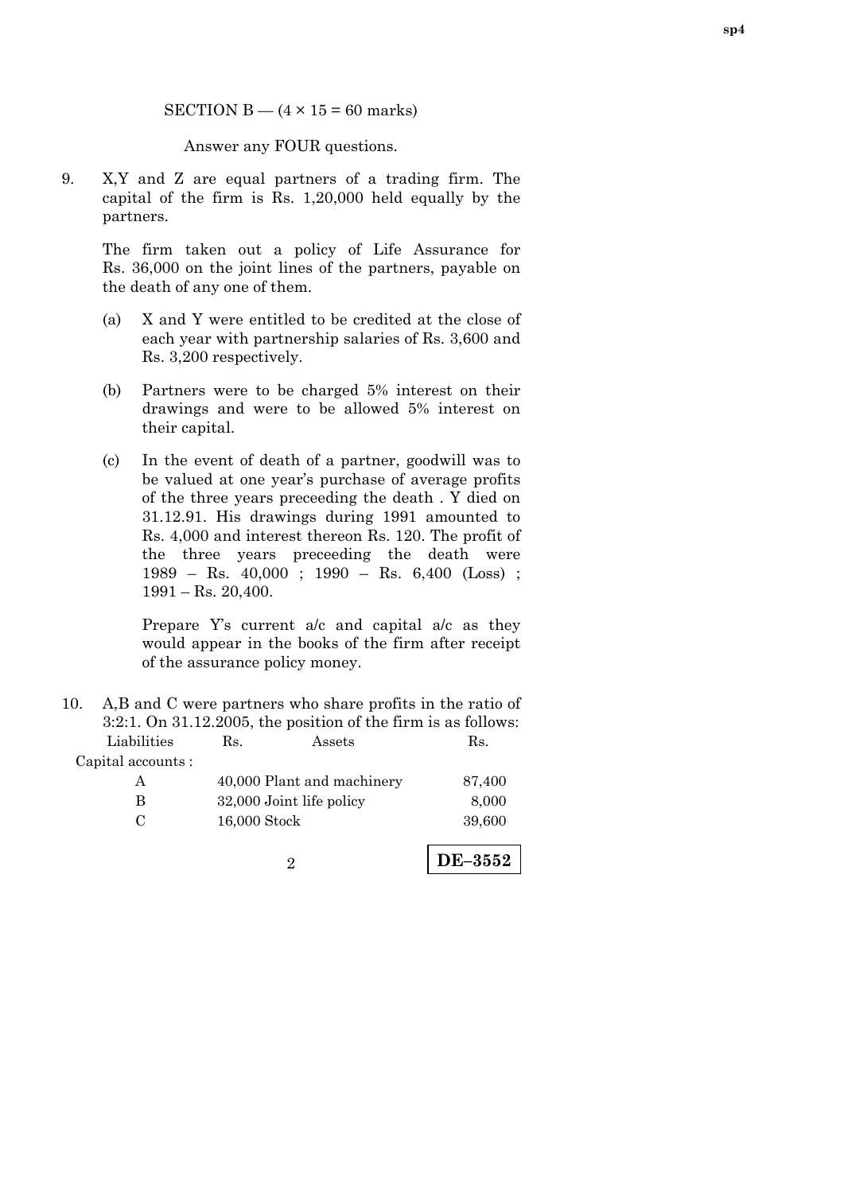SECTION B — (4 × 15 = 60 marks)

Answer any FOUR questions.

9. X,Y and Z are equal partners of a trading firm. The capital of the firm is Rs. 1,20,000 held equally by the partners.

   The firm taken out a policy of Life Assurance for Rs. 36,000 on the joint lines of the partners, payable on the death of any one of them.

   (a) X and Y were entitled to be credited at the close of each year with partnership salaries of Rs. 3,600 and Rs. 3,200 respectively.

   (b) Partners were to be charged 5% interest on their drawings and were to be allowed 5% interest on their capital.

   (c) In the event of death of a partner, goodwill was to be valued at one year's purchase of average profits of the three years preceeding the death . Y died on 31.12.91. His drawings during 1991 amounted to Rs. 4,000 and interest thereon Rs. 120. The profit of the three years preceeding the death were 1989 – Rs. 40,000 ; 1990 – Rs. 6,400 (Loss) ; 1991 – Rs. 20,400.

   Prepare Y's current a/c and capital a/c as they would appear in the books of the firm after receipt of the assurance policy money.

10. A,B and C were partners who share profits in the ratio of 3:2:1. On 31.12.2005, the position of the firm is as follows:

| Liabilities | Rs. | Assets | Rs. |
|---|---|---|---|
| Capital accounts : | | | |
| A | 40,000 | Plant and machinery | 87,400 |
| B | 32,000 | Joint life policy | 8,000 |
| C | 16,000 | Stock | 39,600 |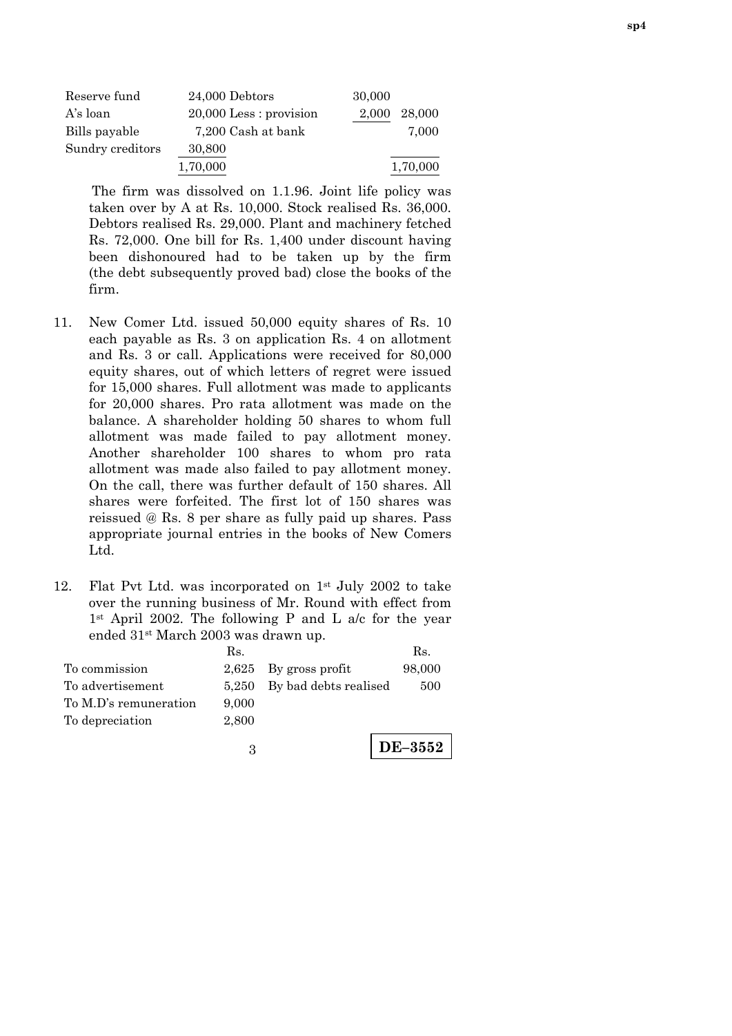| | | | | |
|---|---|---|---|---|
| Reserve fund | 24,000 | Debtors | 30,000 | |
| A's loan | 20,000 | Less : provision | 2,000 | 28,000 |
| Bills payable | 7,200 | Cash at bank | | 7,000 |
| Sundry creditors | 30,800 | | | |
| | 1,70,000 | | | 1,70,000 |

The firm was dissolved on 1.1.96. Joint life policy was taken over by A at Rs. 10,000. Stock realised Rs. 36,000. Debtors realised Rs. 29,000. Plant and machinery fetched Rs. 72,000. One bill for Rs. 1,400 under discount having been dishonoured had to be taken up by the firm (the debt subsequently proved bad) close the books of the firm.

11. New Comer Ltd. issued 50,000 equity shares of Rs. 10 each payable as Rs. 3 on application Rs. 4 on allotment and Rs. 3 or call. Applications were received for 80,000 equity shares, out of which letters of regret were issued for 15,000 shares. Full allotment was made to applicants for 20,000 shares. Pro rata allotment was made on the balance. A shareholder holding 50 shares to whom full allotment was made failed to pay allotment money. Another shareholder 100 shares to whom pro rata allotment was made also failed to pay allotment money. On the call, there was further default of 150 shares. All shares were forfeited. The first lot of 150 shares was reissued @ Rs. 8 per share as fully paid up shares. Pass appropriate journal entries in the books of New Comers Ltd.

12. Flat Pvt Ltd. was incorporated on 1st July 2002 to take over the running business of Mr. Round with effect from 1st April 2002. The following P and L a/c for the year ended 31st March 2003 was drawn up.

| | Rs. | | Rs. |
|---|---|---|---|
| To commission | 2,625 | By gross profit | 98,000 |
| To advertisement | 5,250 | By bad debts realised | 500 |
| To M.D's remuneration | 9,000 | | |
| To depreciation | 2,800 | | |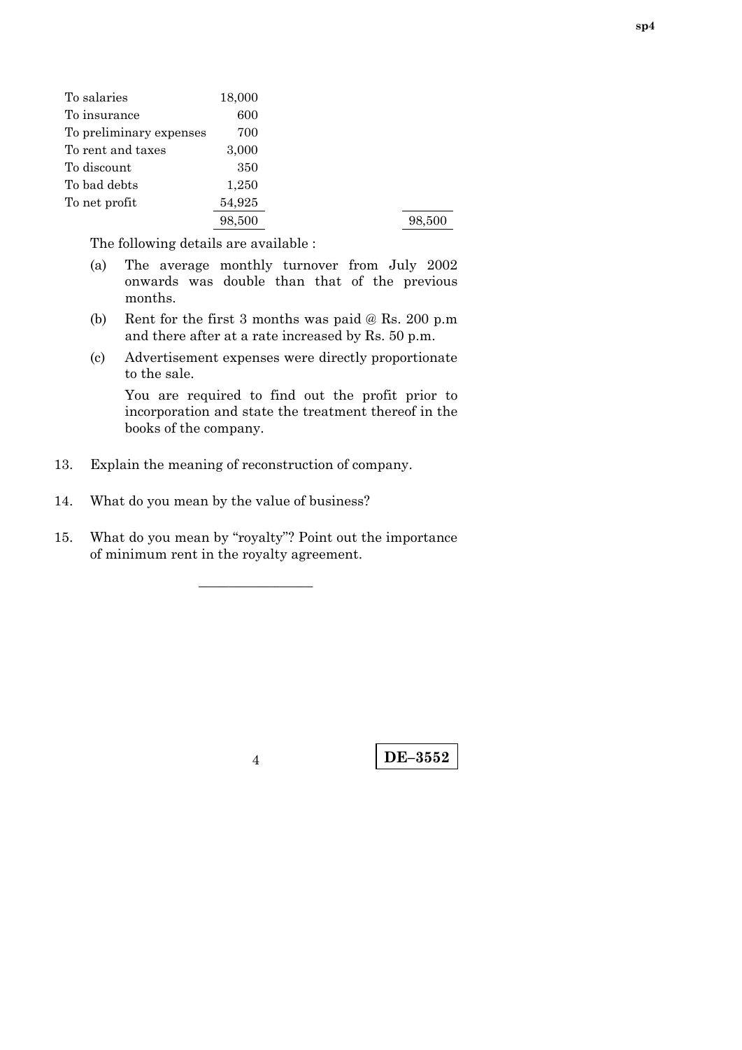| | | | |
|---|---|---|---|
| To salaries | 18,000 | | |
| To insurance | 600 | | |
| To preliminary expenses | 700 | | |
| To rent and taxes | 3,000 | | |
| To discount | 350 | | |
| To bad debts | 1,250 | | |
| To net profit | 54,925 | | |
| | 98,500 | | 98,500 |

The following details are available :

(a) The average monthly turnover from July 2002 onwards was double than that of the previous months.

(b) Rent for the first 3 months was paid @ Rs. 200 p.m and there after at a rate increased by Rs. 50 p.m.

(c) Advertisement expenses were directly proportionate to the sale.

You are required to find out the profit prior to incorporation and state the treatment thereof in the books of the company.

13. Explain the meaning of reconstruction of company.

14. What do you mean by the value of business?

15. What do you mean by "royalty"? Point out the importance of minimum rent in the royalty agreement.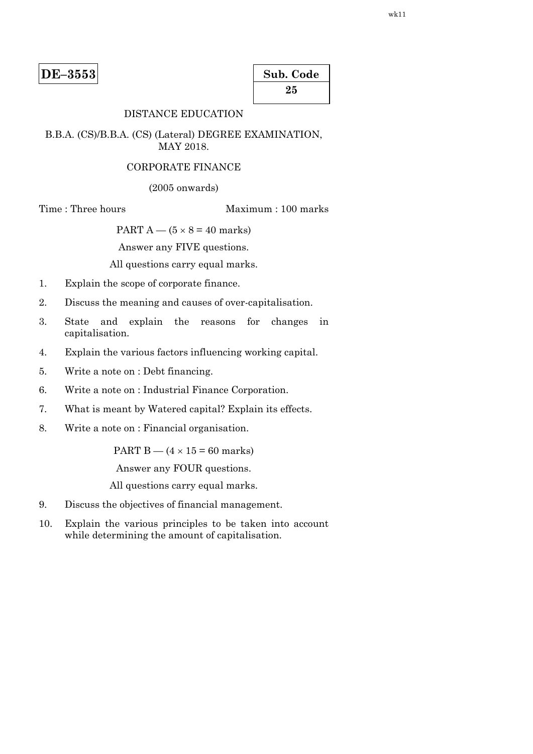**DE–3553**

**Sub. Code**
**25**

DISTANCE EDUCATION

B.B.A. (CS)/B.B.A. (CS) (Lateral) DEGREE EXAMINATION, MAY 2018.

CORPORATE FINANCE

(2005 onwards)

Time : Three hours  Maximum : 100 marks

PART A — (5 × 8 = 40 marks)

Answer any FIVE questions.

All questions carry equal marks.

1. Explain the scope of corporate finance.
2. Discuss the meaning and causes of over-capitalisation.
3. State and explain the reasons for changes in capitalisation.
4. Explain the various factors influencing working capital.
5. Write a note on : Debt financing.
6. Write a note on : Industrial Finance Corporation.
7. What is meant by Watered capital? Explain its effects.
8. Write a note on : Financial organisation.

PART B — (4 × 15 = 60 marks)

Answer any FOUR questions.

All questions carry equal marks.

9. Discuss the objectives of financial management.
10. Explain the various principles to be taken into account while determining the amount of capitalisation.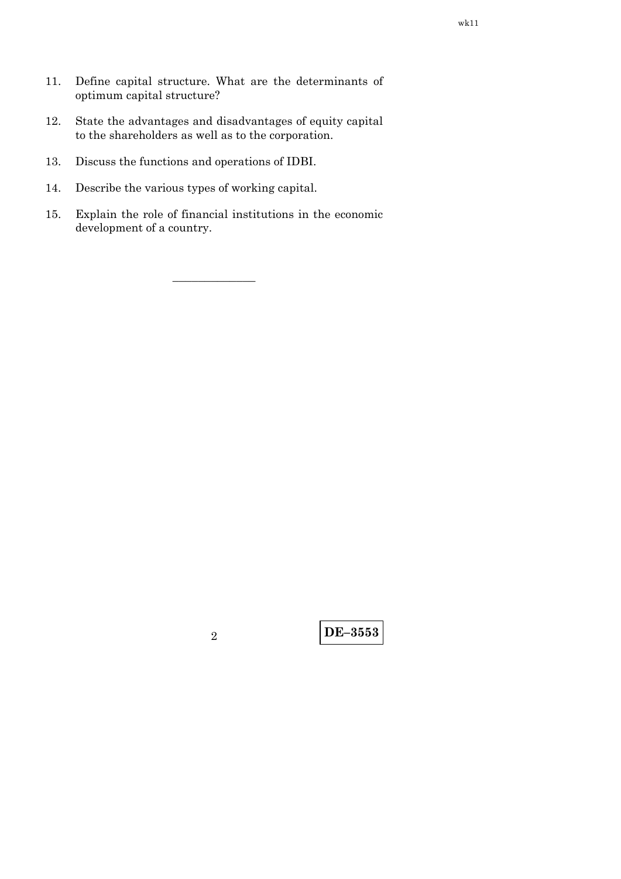11. Define capital structure. What are the determinants of optimum capital structure?

12. State the advantages and disadvantages of equity capital to the shareholders as well as to the corporation.

13. Discuss the functions and operations of IDBI.

14. Describe the various types of working capital.

15. Explain the role of financial institutions in the economic development of a country.

———————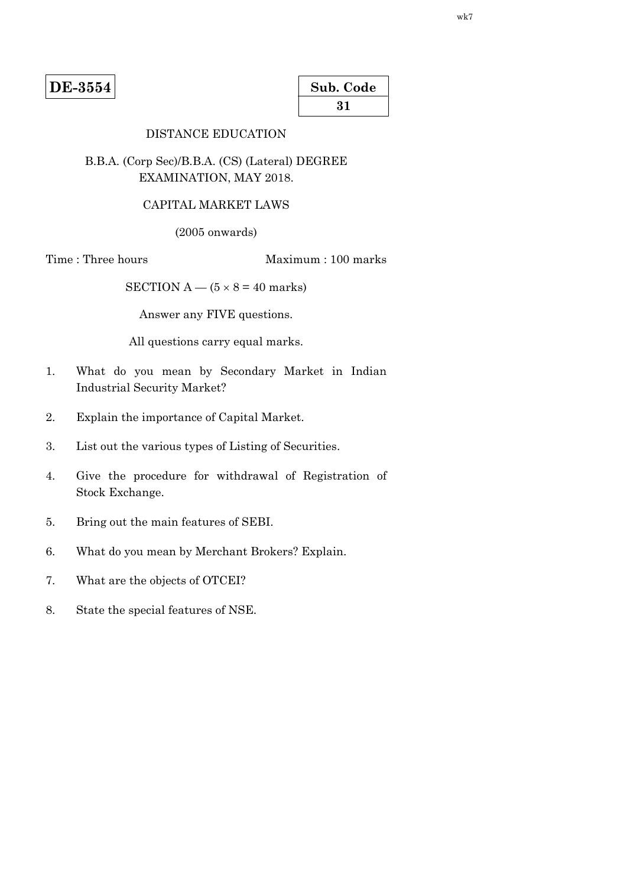**DE-3554**

| Sub. Code |
|---|
| **31** |

DISTANCE EDUCATION

B.B.A. (Corp Sec)/B.B.A. (CS) (Lateral) DEGREE EXAMINATION, MAY 2018.

CAPITAL MARKET LAWS

(2005 onwards)

Time : Three hours Maximum : 100 marks

SECTION A — (5 × 8 = 40 marks)

Answer any FIVE questions.

All questions carry equal marks.

1. What do you mean by Secondary Market in Indian Industrial Security Market?

2. Explain the importance of Capital Market.

3. List out the various types of Listing of Securities.

4. Give the procedure for withdrawal of Registration of Stock Exchange.

5. Bring out the main features of SEBI.

6. What do you mean by Merchant Brokers? Explain.

7. What are the objects of OTCEI?

8. State the special features of NSE.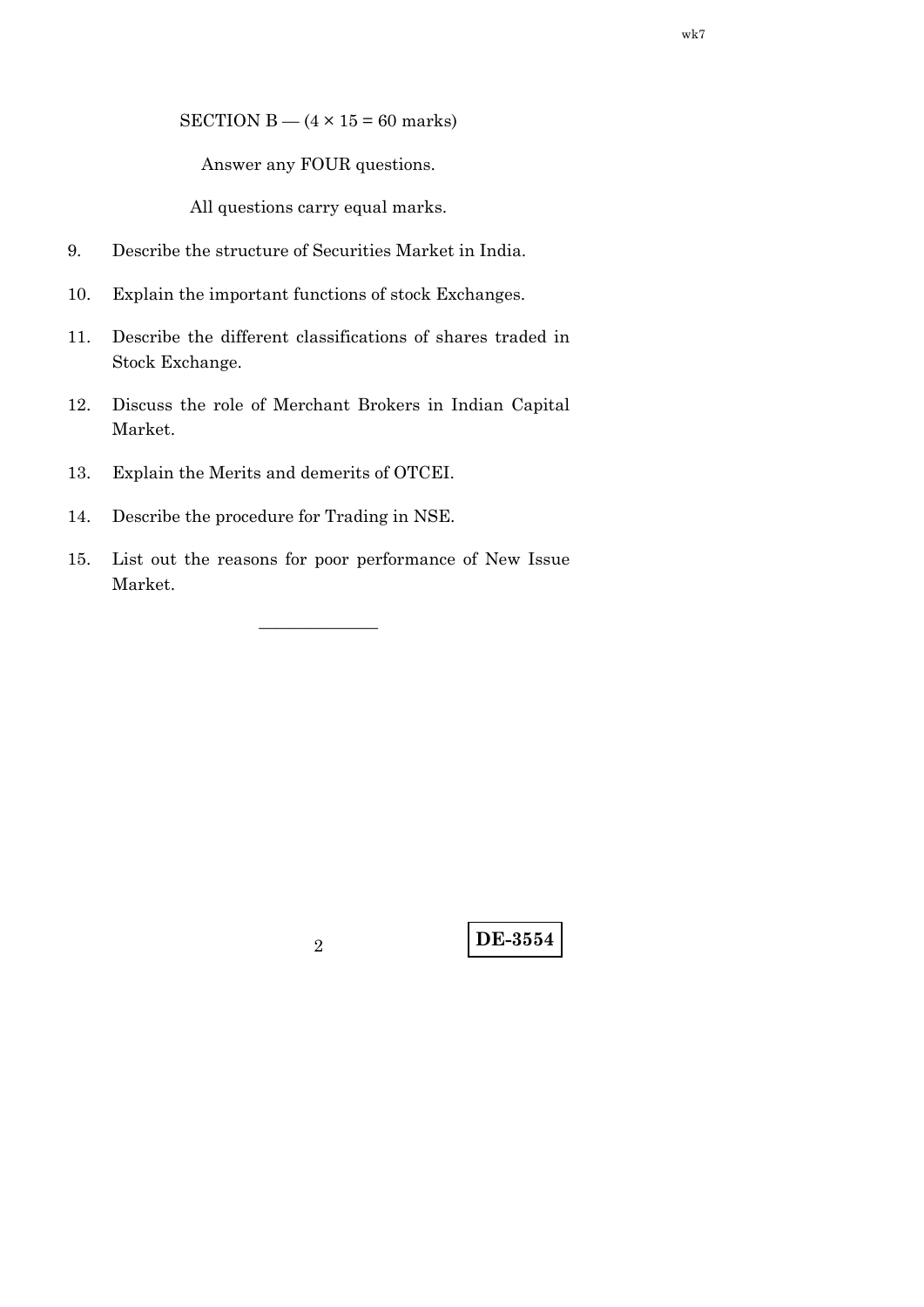SECTION B — ($4 \times 15 = 60$ marks)

Answer any FOUR questions.

All questions carry equal marks.

9. Describe the structure of Securities Market in India.

10. Explain the important functions of stock Exchanges.

11. Describe the different classifications of shares traded in Stock Exchange.

12. Discuss the role of Merchant Brokers in Indian Capital Market.

13. Explain the Merits and demerits of OTCEI.

14. Describe the procedure for Trading in NSE.

15. List out the reasons for poor performance of New Issue Market.

———————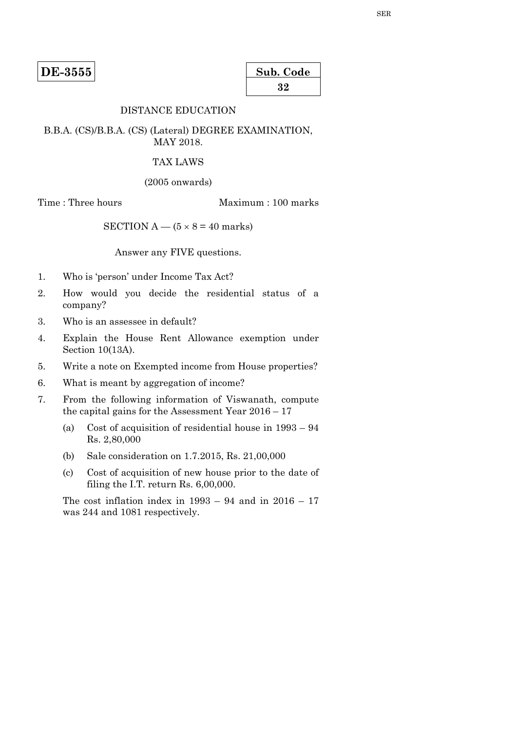SER

**DE-3555**

**Sub. Code**
**32**

DISTANCE EDUCATION

B.B.A. (CS)/B.B.A. (CS) (Lateral) DEGREE EXAMINATION, MAY 2018.

TAX LAWS

(2005 onwards)

Time : Three hours — Maximum : 100 marks

SECTION A — ($5 \times 8 = 40$ marks)

Answer any FIVE questions.

1. Who is 'person' under Income Tax Act?

2. How would you decide the residential status of a company?

3. Who is an assessee in default?

4. Explain the House Rent Allowance exemption under Section 10(13A).

5. Write a note on Exempted income from House properties?

6. What is meant by aggregation of income?

7. From the following information of Viswanath, compute the capital gains for the Assessment Year 2016 – 17

   (a) Cost of acquisition of residential house in 1993 – 94 Rs. 2,80,000

   (b) Sale consideration on 1.7.2015, Rs. 21,00,000

   (c) Cost of acquisition of new house prior to the date of filing the I.T. return Rs. 6,00,000.

   The cost inflation index in 1993 – 94 and in 2016 – 17 was 244 and 1081 respectively.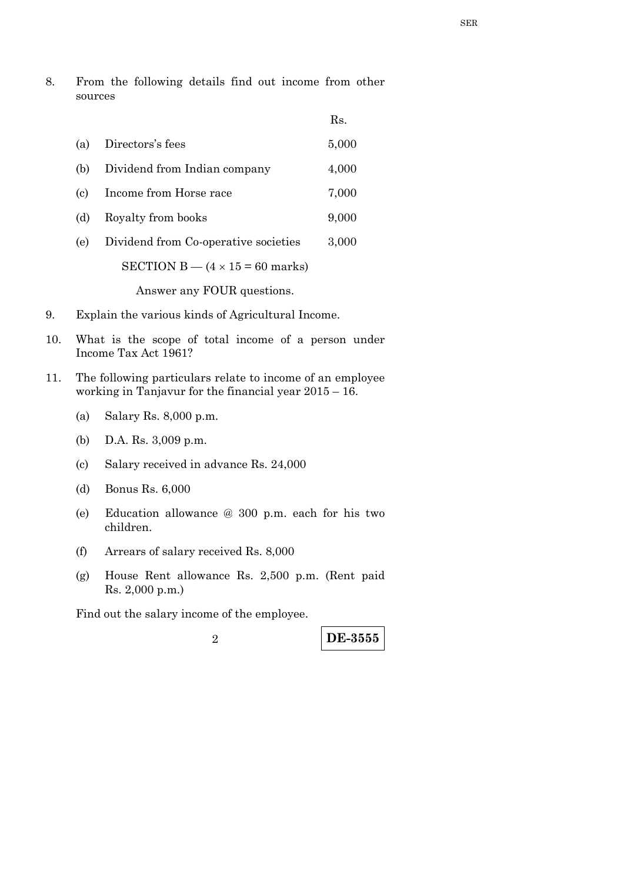8. From the following details find out income from other sources

| | | Rs. |
|---|---|---|
| (a) | Directors's fees | 5,000 |
| (b) | Dividend from Indian company | 4,000 |
| (c) | Income from Horse race | 7,000 |
| (d) | Royalty from books | 9,000 |
| (e) | Dividend from Co-operative societies | 3,000 |

SECTION B — ($4 \times 15 = 60$ marks)

Answer any FOUR questions.

9. Explain the various kinds of Agricultural Income.

10. What is the scope of total income of a person under Income Tax Act 1961?

11. The following particulars relate to income of an employee working in Tanjavur for the financial year 2015 – 16.

    (a) Salary Rs. 8,000 p.m.

    (b) D.A. Rs. 3,009 p.m.

    (c) Salary received in advance Rs. 24,000

    (d) Bonus Rs. 6,000

    (e) Education allowance @ 300 p.m. each for his two children.

    (f) Arrears of salary received Rs. 8,000

    (g) House Rent allowance Rs. 2,500 p.m. (Rent paid Rs. 2,000 p.m.)

    Find out the salary income of the employee.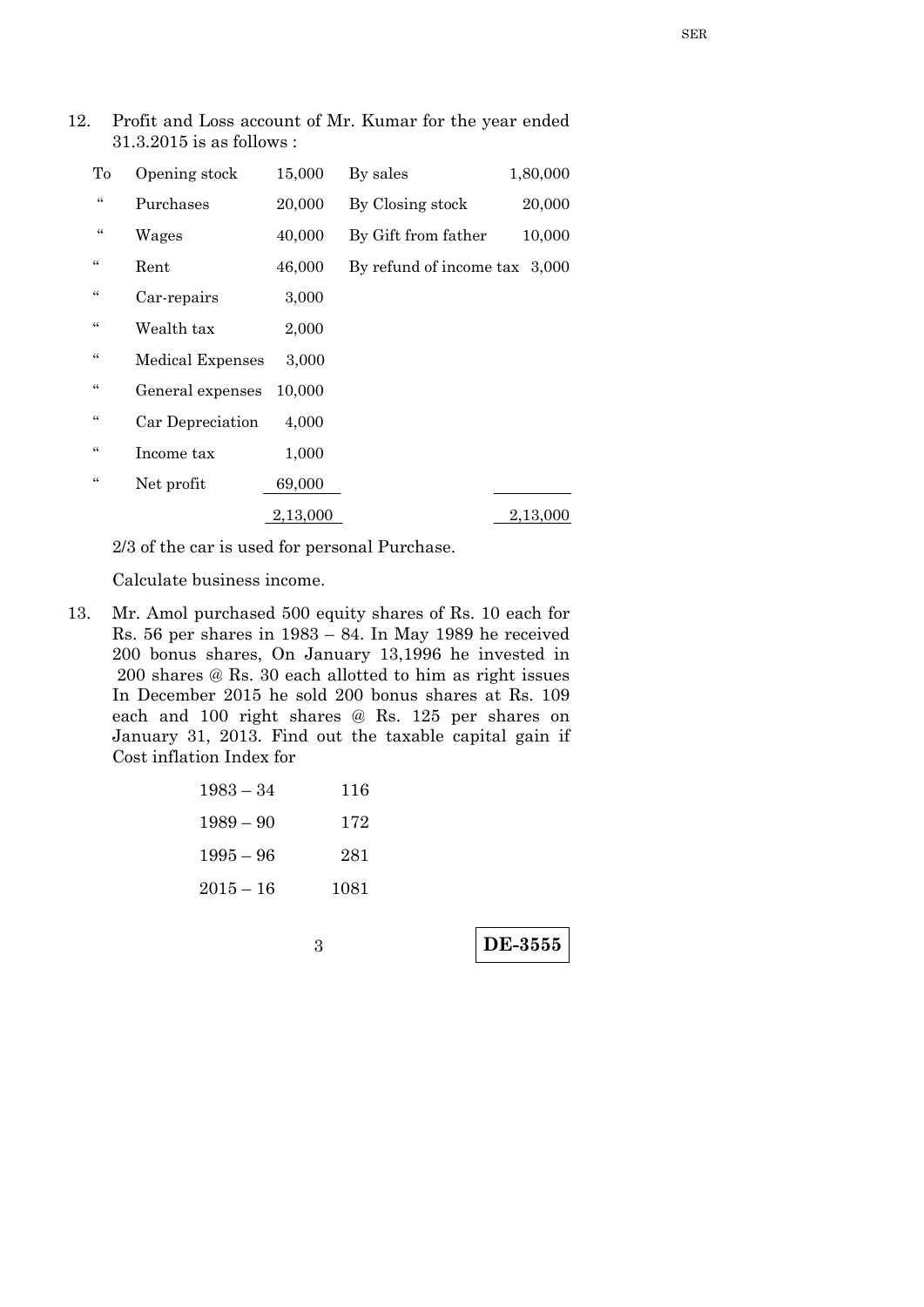12. Profit and Loss account of Mr. Kumar for the year ended 31.3.2015 is as follows :

| | | | | |
|---|---|---|---|---|
| To | Opening stock | 15,000 | By sales | 1,80,000 |
| " | Purchases | 20,000 | By Closing stock | 20,000 |
| " | Wages | 40,000 | By Gift from father | 10,000 |
| " | Rent | 46,000 | By refund of income tax | 3,000 |
| " | Car-repairs | 3,000 | | |
| " | Wealth tax | 2,000 | | |
| " | Medical Expenses | 3,000 | | |
| " | General expenses | 10,000 | | |
| " | Car Depreciation | 4,000 | | |
| " | Income tax | 1,000 | | |
| " | Net profit | 69,000 | | |
| | | 2,13,000 | | 2,13,000 |

2/3 of the car is used for personal Purchase.

Calculate business income.

13. Mr. Amol purchased 500 equity shares of Rs. 10 each for Rs. 56 per shares in 1983 – 84. In May 1989 he received 200 bonus shares, On January 13,1996 he invested in 200 shares @ Rs. 30 each allotted to him as right issues In December 2015 he sold 200 bonus shares at Rs. 109 each and 100 right shares @ Rs. 125 per shares on January 31, 2013. Find out the taxable capital gain if Cost inflation Index for

| | |
|---|---|
| 1983 – 34 | 116 |
| 1989 – 90 | 172 |
| 1995 – 96 | 281 |
| 2015 – 16 | 1081 |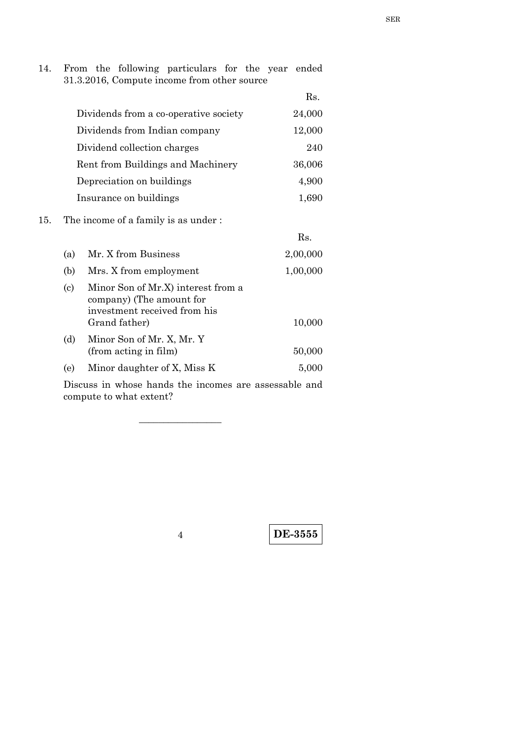14. From the following particulars for the year ended 31.3.2016, Compute income from other source

| | Rs. |
|---|---|
| Dividends from a co-operative society | 24,000 |
| Dividends from Indian company | 12,000 |
| Dividend collection charges | 240 |
| Rent from Buildings and Machinery | 36,006 |
| Depreciation on buildings | 4,900 |
| Insurance on buildings | 1,690 |

15. The income of a family is as under :

| | | Rs. |
|---|---|---|
| (a) | Mr. X from Business | 2,00,000 |
| (b) | Mrs. X from employment | 1,00,000 |
| (c) | Minor Son of Mr.X) interest from a company) (The amount for investment received from his Grand father) | 10,000 |
| (d) | Minor Son of Mr. X, Mr. Y (from acting in film) | 50,000 |
| (e) | Minor daughter of X, Miss K | 5,000 |

Discuss in whose hands the incomes are assessable and compute to what extent?

---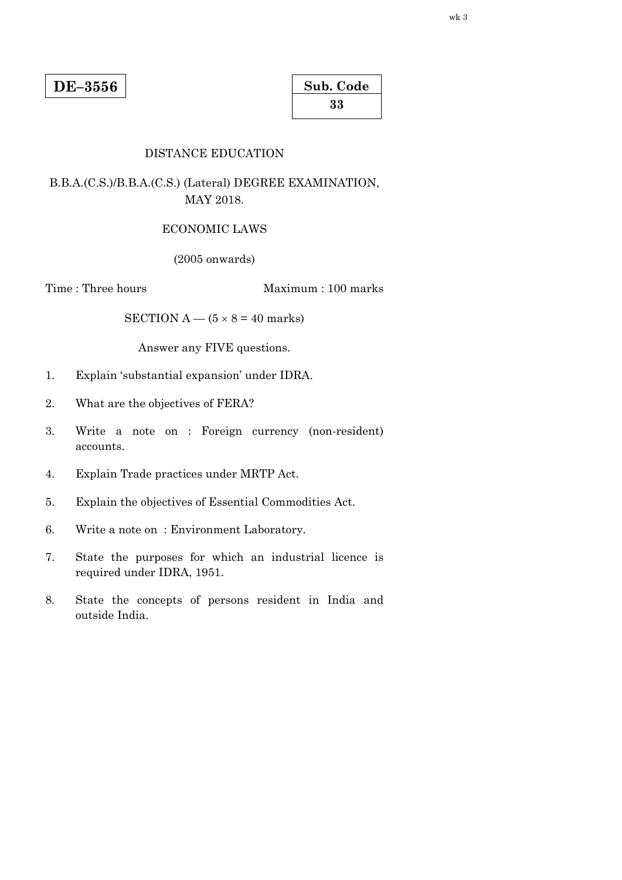**DE–3556**

**Sub. Code**
**33**

DISTANCE EDUCATION

B.B.A.(C.S.)/B.B.A.(C.S.) (Lateral) DEGREE EXAMINATION, MAY 2018.

ECONOMIC LAWS

(2005 onwards)

Time : Three hours | Maximum : 100 marks

SECTION A — (5 × 8 = 40 marks)

Answer any FIVE questions.

1. Explain 'substantial expansion' under IDRA.

2. What are the objectives of FERA?

3. Write a note on : Foreign currency (non-resident) accounts.

4. Explain Trade practices under MRTP Act.

5. Explain the objectives of Essential Commodities Act.

6. Write a note on : Environment Laboratory.

7. State the purposes for which an industrial licence is required under IDRA, 1951.

8. State the concepts of persons resident in India and outside India.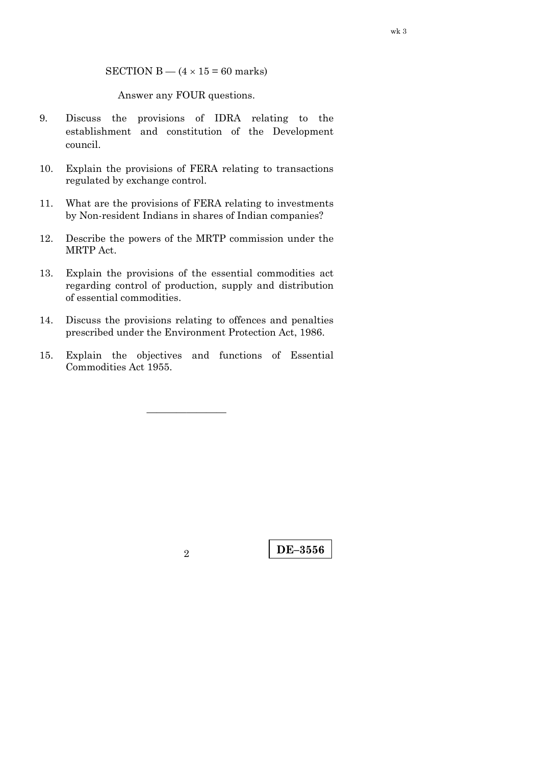SECTION B — (4 × 15 = 60 marks)

Answer any FOUR questions.

9. Discuss the provisions of IDRA relating to the establishment and constitution of the Development council.

10. Explain the provisions of FERA relating to transactions regulated by exchange control.

11. What are the provisions of FERA relating to investments by Non-resident Indians in shares of Indian companies?

12. Describe the powers of the MRTP commission under the MRTP Act.

13. Explain the provisions of the essential commodities act regarding control of production, supply and distribution of essential commodities.

14. Discuss the provisions relating to offences and penalties prescribed under the Environment Protection Act, 1986.

15. Explain the objectives and functions of Essential Commodities Act 1955.

————————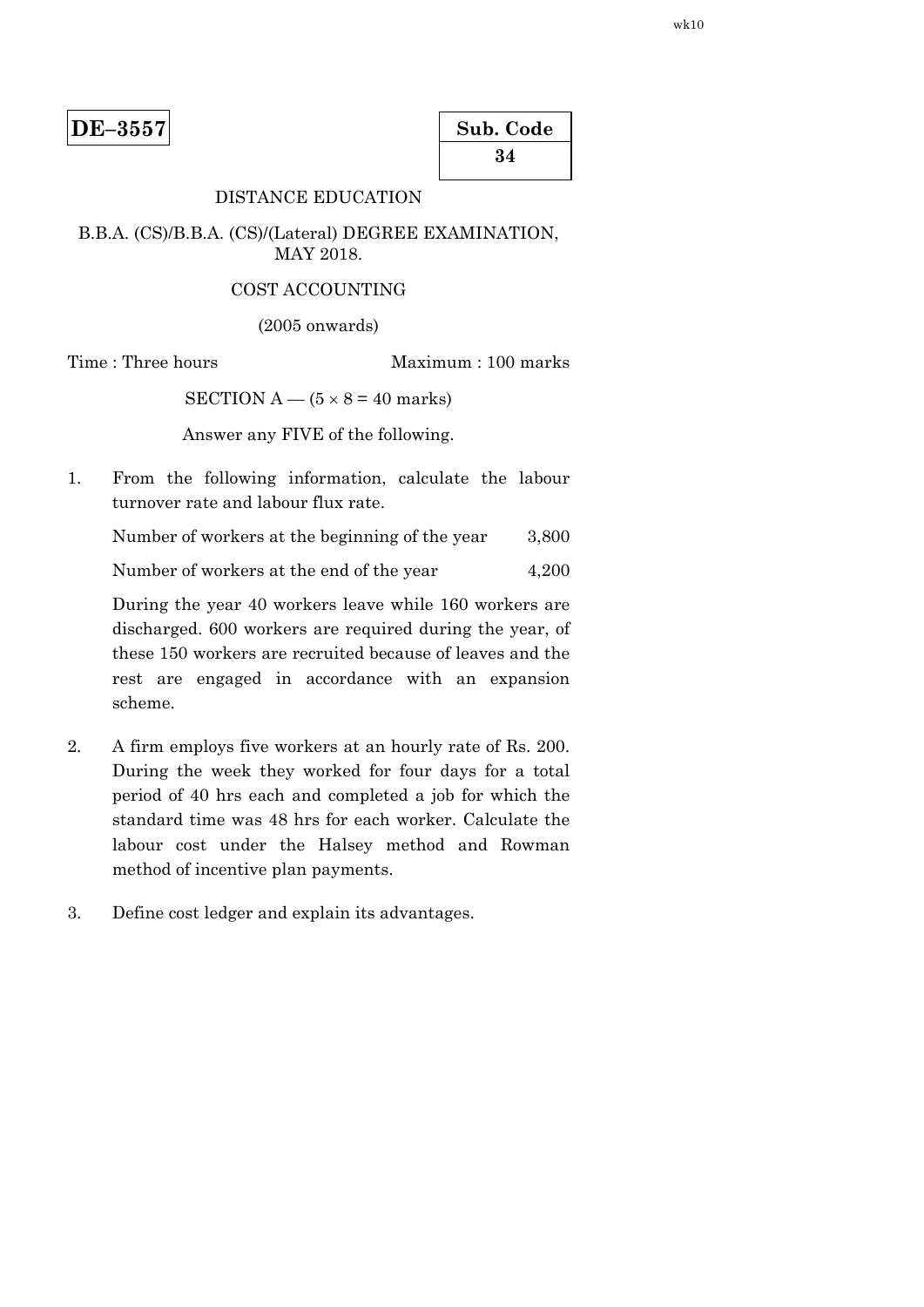**DE–3557**

| Sub. Code |
|---|
| 34 |

DISTANCE EDUCATION

B.B.A. (CS)/B.B.A. (CS)/(Lateral) DEGREE EXAMINATION, MAY 2018.

COST ACCOUNTING

(2005 onwards)

Time : Three hours                                        Maximum : 100 marks

SECTION A — (5 × 8 = 40 marks)

Answer any FIVE of the following.

1. From the following information, calculate the labour turnover rate and labour flux rate.

   Number of workers at the beginning of the year      3,800

   Number of workers at the end of the year      4,200

   During the year 40 workers leave while 160 workers are discharged. 600 workers are required during the year, of these 150 workers are recruited because of leaves and the rest are engaged in accordance with an expansion scheme.

2. A firm employs five workers at an hourly rate of Rs. 200. During the week they worked for four days for a total period of 40 hrs each and completed a job for which the standard time was 48 hrs for each worker. Calculate the labour cost under the Halsey method and Rowman method of incentive plan payments.

3. Define cost ledger and explain its advantages.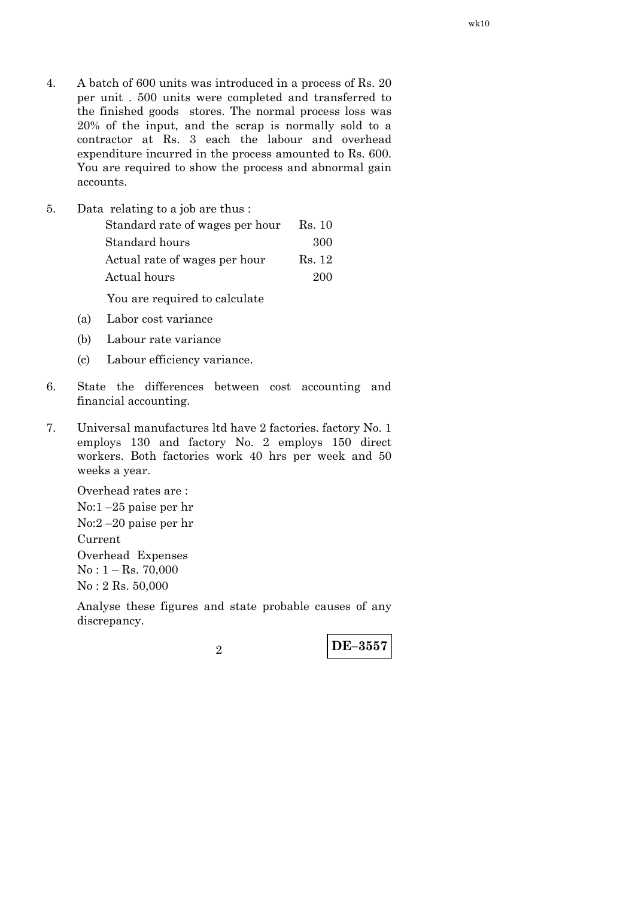4. A batch of 600 units was introduced in a process of Rs. 20 per unit . 500 units were completed and transferred to the finished goods stores. The normal process loss was 20% of the input, and the scrap is normally sold to a contractor at Rs. 3 each the labour and overhead expenditure incurred in the process amounted to Rs. 600. You are required to show the process and abnormal gain accounts.

5. Data relating to a job are thus :

| | |
|---|---|
| Standard rate of wages per hour | Rs. 10 |
| Standard hours | 300 |
| Actual rate of wages per hour | Rs. 12 |
| Actual hours | 200 |

You are required to calculate

(a) Labor cost variance

(b) Labour rate variance

(c) Labour efficiency variance.

6. State the differences between cost accounting and financial accounting.

7. Universal manufactures ltd have 2 factories. factory No. 1 employs 130 and factory No. 2 employs 150 direct workers. Both factories work 40 hrs per week and 50 weeks a year.

   Overhead rates are :
   No:1 –25 paise per hr
   No:2 –20 paise per hr
   Current
   Overhead Expenses
   No : 1 – Rs. 70,000
   No : 2 Rs. 50,000

   Analyse these figures and state probable causes of any discrepancy.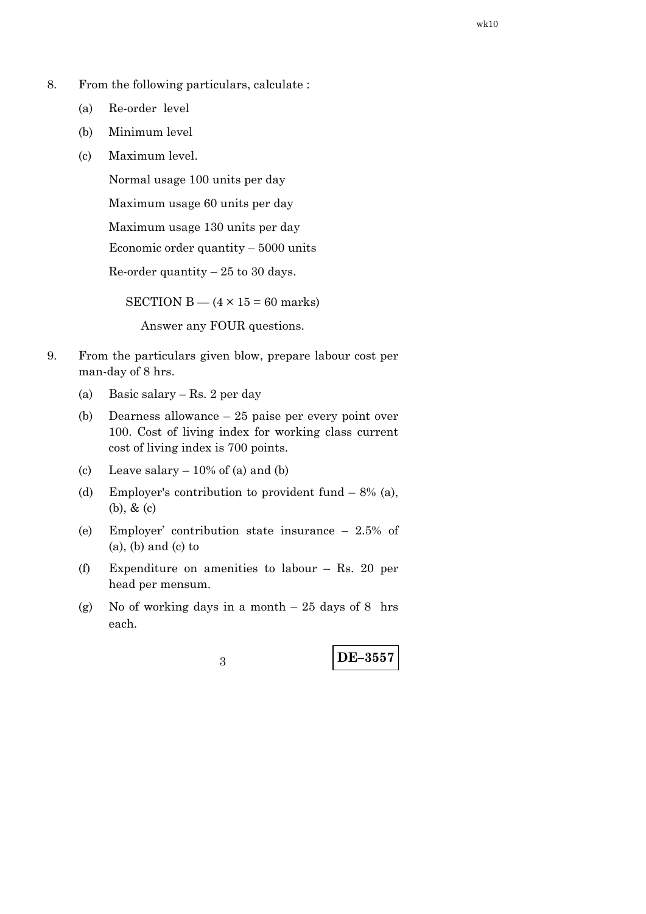8. From the following particulars, calculate :

   (a) Re-order level

   (b) Minimum level

   (c) Maximum level.

   Normal usage 100 units per day

   Maximum usage 60 units per day

   Maximum usage 130 units per day

   Economic order quantity – 5000 units

   Re-order quantity – 25 to 30 days.

SECTION B — (4 × 15 = 60 marks)

Answer any FOUR questions.

9. From the particulars given blow, prepare labour cost per man-day of 8 hrs.

   (a) Basic salary – Rs. 2 per day

   (b) Dearness allowance – 25 paise per every point over 100. Cost of living index for working class current cost of living index is 700 points.

   (c) Leave salary – 10% of (a) and (b)

   (d) Employer's contribution to provident fund – 8% (a), (b), & (c)

   (e) Employer' contribution state insurance – 2.5% of (a), (b) and (c) to

   (f) Expenditure on amenities to labour – Rs. 20 per head per mensum.

   (g) No of working days in a month – 25 days of 8 hrs each.

**DE–3557**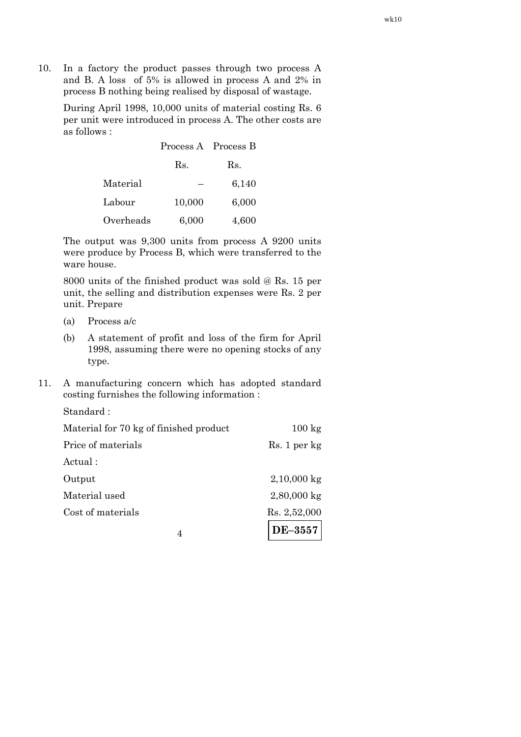10. In a factory the product passes through two process A and B. A loss of 5% is allowed in process A and 2% in process B nothing being realised by disposal of wastage.

    During April 1998, 10,000 units of material costing Rs. 6 per unit were introduced in process A. The other costs are as follows :

    | | Process A | Process B |
    |---|---|---|
    | | Rs. | Rs. |
    | Material | – | 6,140 |
    | Labour | 10,000 | 6,000 |
    | Overheads | 6,000 | 4,600 |

    The output was 9,300 units from process A 9200 units were produce by Process B, which were transferred to the ware house.

    8000 units of the finished product was sold @ Rs. 15 per unit, the selling and distribution expenses were Rs. 2 per unit. Prepare

    (a) Process a/c

    (b) A statement of profit and loss of the firm for April 1998, assuming there were no opening stocks of any type.

11. A manufacturing concern which has adopted standard costing furnishes the following information :

    Standard :

    | | |
    |---|---|
    | Material for 70 kg of finished product | 100 kg |
    | Price of materials | Rs. 1 per kg |

    Actual :

    | | |
    |---|---|
    | Output | 2,10,000 kg |
    | Material used | 2,80,000 kg |
    | Cost of materials | Rs. 2,52,000 |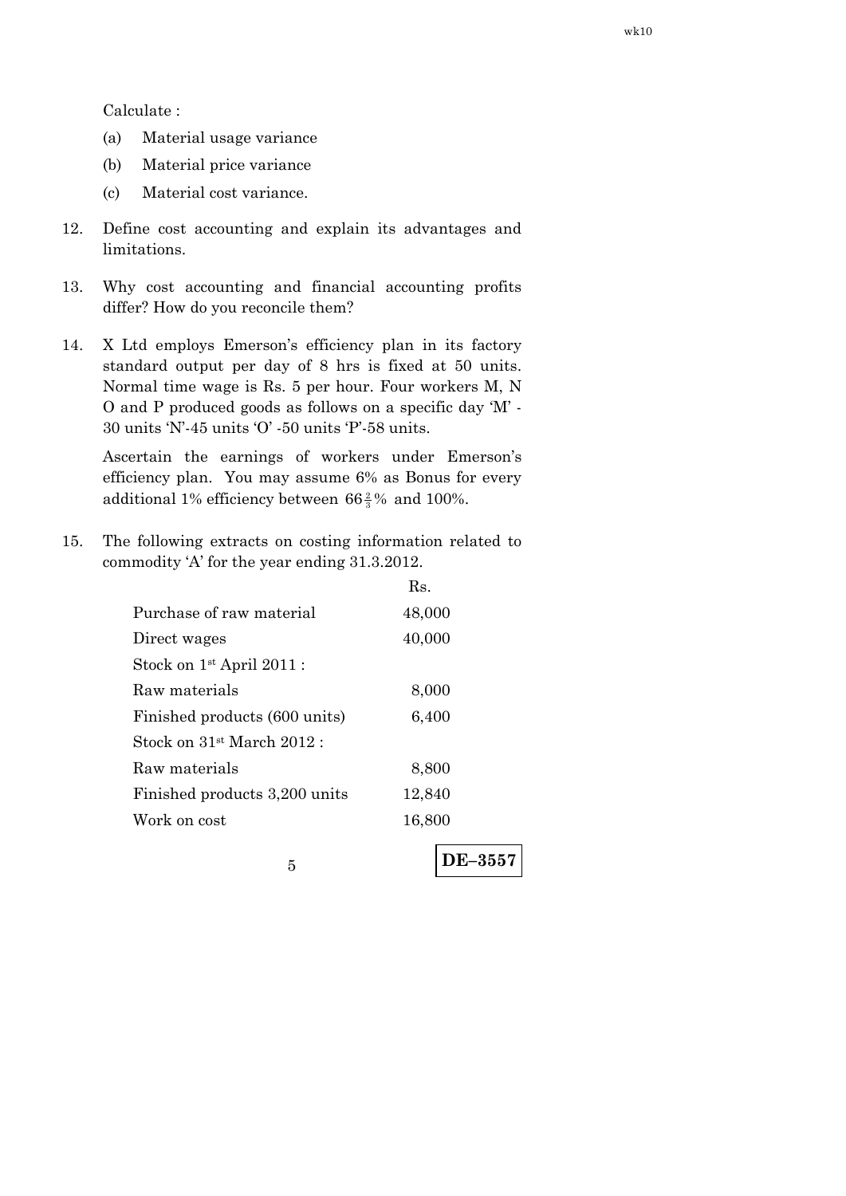Calculate :

(a) Material usage variance

(b) Material price variance

(c) Material cost variance.

12. Define cost accounting and explain its advantages and limitations.

13. Why cost accounting and financial accounting profits differ? How do you reconcile them?

14. X Ltd employs Emerson's efficiency plan in its factory standard output per day of 8 hrs is fixed at 50 units. Normal time wage is Rs. 5 per hour. Four workers M, N O and P produced goods as follows on a specific day 'M' - 30 units 'N'-45 units 'O' -50 units 'P'-58 units.

    Ascertain the earnings of workers under Emerson's efficiency plan. You may assume 6% as Bonus for every additional 1% efficiency between $66\frac{2}{3}\%$ and 100%.

15. The following extracts on costing information related to commodity 'A' for the year ending 31.3.2012.

| | Rs. |
|---|---|
| Purchase of raw material | 48,000 |
| Direct wages | 40,000 |
| Stock on 1st April 2011 : | |
| Raw materials | 8,000 |
| Finished products (600 units) | 6,400 |
| Stock on 31st March 2012 : | |
| Raw materials | 8,800 |
| Finished products 3,200 units | 12,840 |
| Work on cost | 16,800 |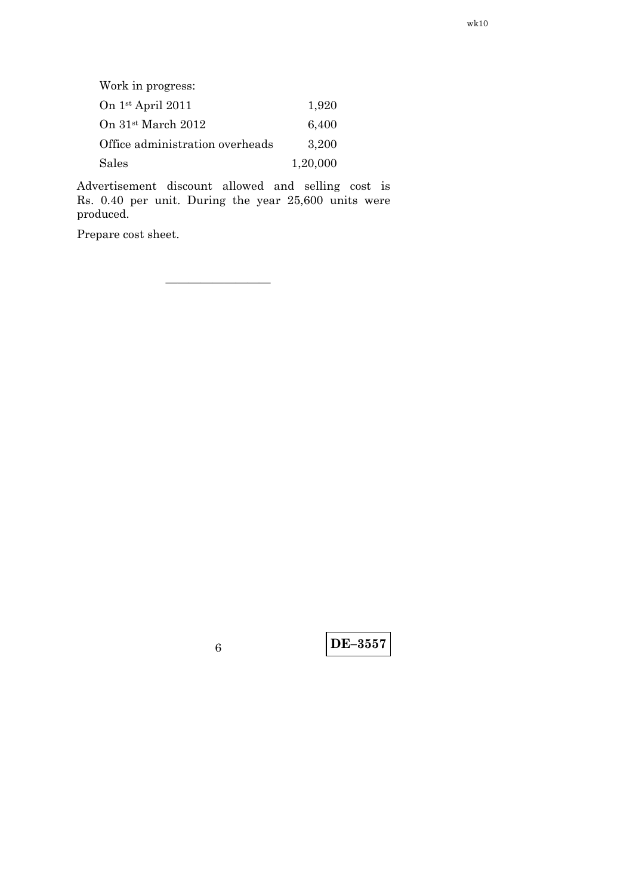| | |
|---|---|
| Work in progress: | |
| On 1st April 2011 | 1,920 |
| On 31st March 2012 | 6,400 |
| Office administration overheads | 3,200 |
| Sales | 1,20,000 |

Advertisement discount allowed and selling cost is Rs. 0.40 per unit. During the year 25,600 units were produced.

Prepare cost sheet.

————————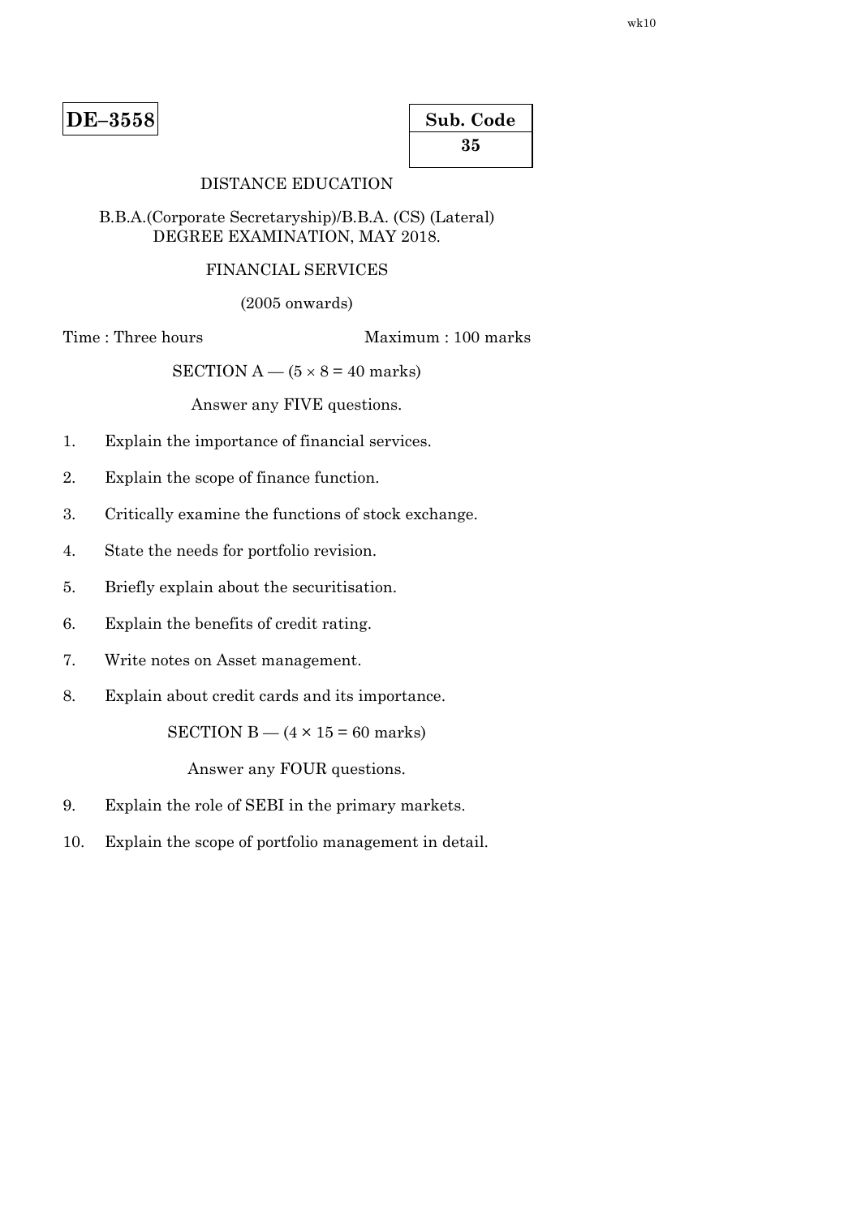**DE–3558**

| Sub. Code |
|---|
| 35 |

DISTANCE EDUCATION

B.B.A.(Corporate Secretaryship)/B.B.A. (CS) (Lateral) DEGREE EXAMINATION, MAY 2018.

FINANCIAL SERVICES

(2005 onwards)

Time : Three hours                                        Maximum : 100 marks

SECTION A — ($5 \times 8 = 40$ marks)

Answer any FIVE questions.

1. Explain the importance of financial services.

2. Explain the scope of finance function.

3. Critically examine the functions of stock exchange.

4. State the needs for portfolio revision.

5. Briefly explain about the securitisation.

6. Explain the benefits of credit rating.

7. Write notes on Asset management.

8. Explain about credit cards and its importance.

SECTION B — ($4 \times 15 = 60$ marks)

Answer any FOUR questions.

9. Explain the role of SEBI in the primary markets.

10. Explain the scope of portfolio management in detail.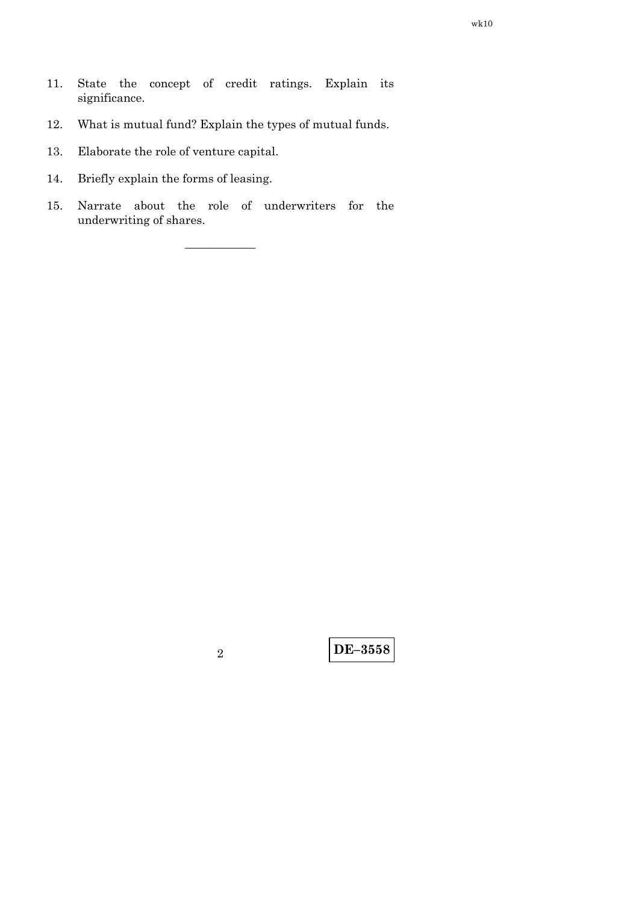11. State the concept of credit ratings. Explain its significance.

12. What is mutual fund? Explain the types of mutual funds.

13. Elaborate the role of venture capital.

14. Briefly explain the forms of leasing.

15. Narrate about the role of underwriters for the underwriting of shares.

————————